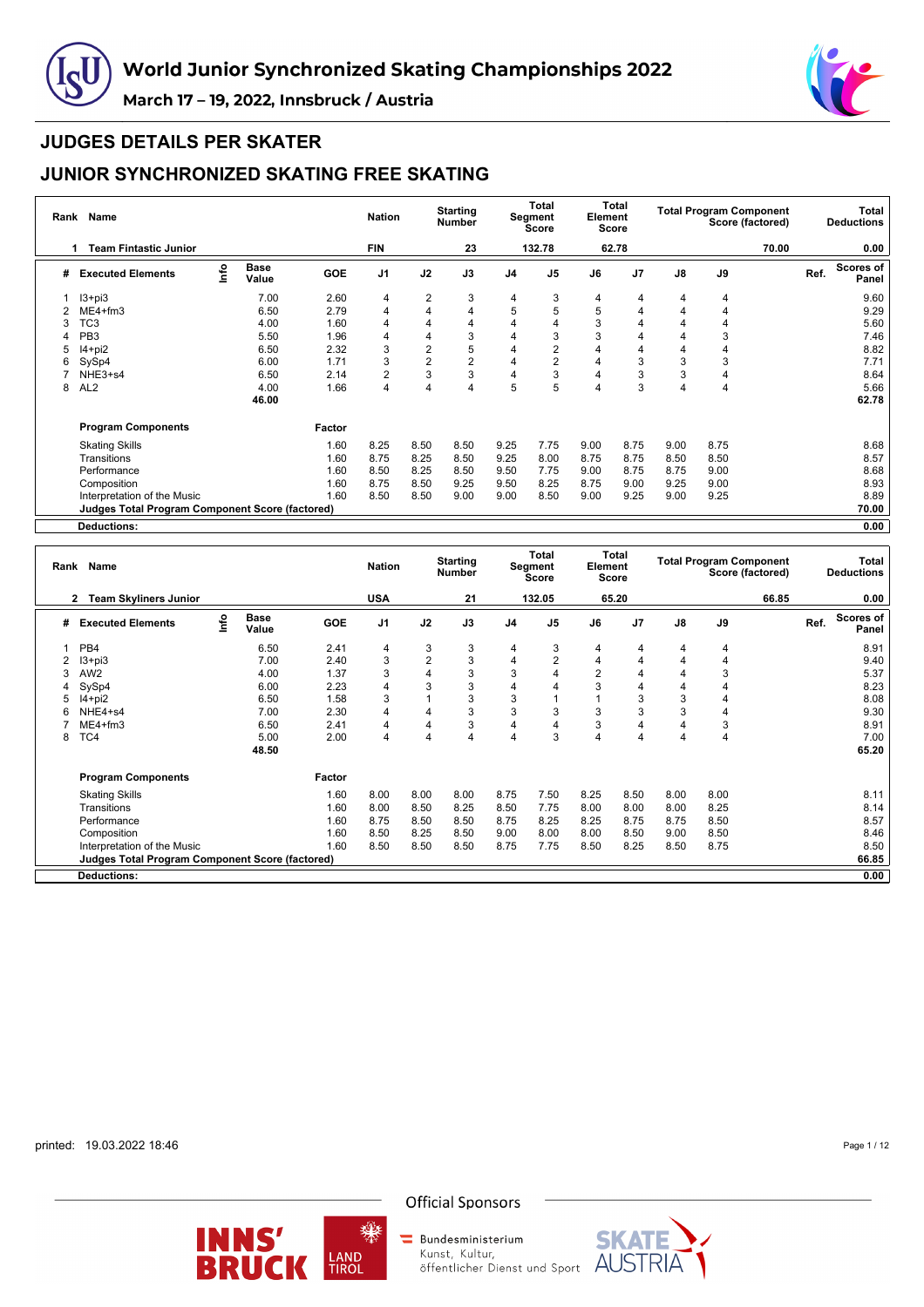# World Junior Synchronized Skating Championships 2022

March 17 – 19, 2022, Innsbruck / Austria

## JUDGES DETAILS PER SKATER

## JUNIOR SYNCHRONIZED SKATING FREE SKATING

| Rank | Name | Nation | Starting Number | Total Segment Score | Total Element Score | Total Program Component Score (factored) | Total Deductions |
|---|---|---|---|---|---|---|---|
| 1 | Team Fintastic Junior | FIN | 23 | 132.78 | 62.78 | 70.00 | 0.00 |

| # | Executed Elements | Info | Base Value | GOE | J1 | J2 | J3 | J4 | J5 | J6 | J7 | J8 | J9 | Ref. | Scores of Panel |
|---|---|---|---|---|---|---|---|---|---|---|---|---|---|---|---|
| 1 | I3+pi3 | | 7.00 | 2.60 | 4 | 2 | 3 | 4 | 3 | 4 | 4 | 4 | 4 | | 9.60 |
| 2 | ME4+fm3 | | 6.50 | 2.79 | 4 | 4 | 4 | 5 | 5 | 5 | 4 | 4 | 4 | | 9.29 |
| 3 | TC3 | | 4.00 | 1.60 | 4 | 4 | 4 | 4 | 4 | 3 | 4 | 4 | 4 | | 5.60 |
| 4 | PB3 | | 5.50 | 1.96 | 4 | 4 | 3 | 4 | 3 | 3 | 4 | 4 | 3 | | 7.46 |
| 5 | I4+pi2 | | 6.50 | 2.32 | 3 | 2 | 5 | 4 | 2 | 4 | 4 | 4 | 4 | | 8.82 |
| 6 | SySp4 | | 6.00 | 1.71 | 3 | 2 | 2 | 4 | 2 | 4 | 3 | 3 | 3 | | 7.71 |
| 7 | NHE3+s4 | | 6.50 | 2.14 | 2 | 3 | 3 | 4 | 3 | 4 | 3 | 3 | 4 | | 8.64 |
| 8 | AL2 | | 4.00 | 1.66 | 4 | 4 | 4 | 5 | 5 | 4 | 3 | 4 | 4 | | 5.66 |
| | | | 46.00 | | | | | | | | | | | | 62.78 |

| Program Components | Factor | J1 | J2 | J3 | J4 | J5 | J6 | J7 | J8 | J9 | Scores of Panel |
|---|---|---|---|---|---|---|---|---|---|---|---|
| Skating Skills | 1.60 | 8.25 | 8.50 | 8.50 | 9.25 | 7.75 | 9.00 | 8.75 | 9.00 | 8.75 | 8.68 |
| Transitions | 1.60 | 8.75 | 8.25 | 8.50 | 9.25 | 8.00 | 8.75 | 8.75 | 8.50 | 8.50 | 8.57 |
| Performance | 1.60 | 8.50 | 8.25 | 8.50 | 9.50 | 7.75 | 9.00 | 8.75 | 8.75 | 9.00 | 8.68 |
| Composition | 1.60 | 8.75 | 8.50 | 9.25 | 9.50 | 8.25 | 8.75 | 9.00 | 9.25 | 9.00 | 8.93 |
| Interpretation of the Music | 1.60 | 8.50 | 8.50 | 9.00 | 9.00 | 8.50 | 9.00 | 9.25 | 9.00 | 9.25 | 8.89 |
| **Judges Total Program Component Score (factored)** | | | | | | | | | | | 70.00 |
| **Deductions:** | | | | | | | | | | | 0.00 |

| Rank | Name | Nation | Starting Number | Total Segment Score | Total Element Score | Total Program Component Score (factored) | Total Deductions |
|---|---|---|---|---|---|---|---|
| 2 | Team Skyliners Junior | USA | 21 | 132.05 | 65.20 | 66.85 | 0.00 |

| # | Executed Elements | Info | Base Value | GOE | J1 | J2 | J3 | J4 | J5 | J6 | J7 | J8 | J9 | Ref. | Scores of Panel |
|---|---|---|---|---|---|---|---|---|---|---|---|---|---|---|---|
| 1 | PB4 | | 6.50 | 2.41 | 4 | 3 | 3 | 4 | 3 | 4 | 4 | 4 | 4 | | 8.91 |
| 2 | I3+pi3 | | 7.00 | 2.40 | 3 | 2 | 3 | 4 | 2 | 4 | 4 | 4 | 4 | | 9.40 |
| 3 | AW2 | | 4.00 | 1.37 | 3 | 4 | 3 | 3 | 4 | 2 | 4 | 4 | 3 | | 5.37 |
| 4 | SySp4 | | 6.00 | 2.23 | 4 | 3 | 3 | 4 | 4 | 3 | 4 | 4 | 4 | | 8.23 |
| 5 | I4+pi2 | | 6.50 | 1.58 | 3 | 1 | 3 | 3 | 1 | 1 | 3 | 3 | 4 | | 8.08 |
| 6 | NHE4+s4 | | 7.00 | 2.30 | 4 | 4 | 3 | 3 | 3 | 3 | 3 | 3 | 4 | | 9.30 |
| 7 | ME4+fm3 | | 6.50 | 2.41 | 4 | 4 | 3 | 4 | 4 | 3 | 4 | 4 | 3 | | 8.91 |
| 8 | TC4 | | 5.00 | 2.00 | 4 | 4 | 4 | 4 | 3 | 4 | 4 | 4 | 4 | | 7.00 |
| | | | 48.50 | | | | | | | | | | | | 65.20 |

| Program Components | Factor | J1 | J2 | J3 | J4 | J5 | J6 | J7 | J8 | J9 | Scores of Panel |
|---|---|---|---|---|---|---|---|---|---|---|---|
| Skating Skills | 1.60 | 8.00 | 8.00 | 8.00 | 8.75 | 7.50 | 8.25 | 8.50 | 8.00 | 8.00 | 8.11 |
| Transitions | 1.60 | 8.00 | 8.50 | 8.25 | 8.50 | 7.75 | 8.00 | 8.00 | 8.00 | 8.25 | 8.14 |
| Performance | 1.60 | 8.75 | 8.50 | 8.50 | 8.75 | 8.25 | 8.25 | 8.75 | 8.75 | 8.50 | 8.57 |
| Composition | 1.60 | 8.50 | 8.25 | 8.50 | 9.00 | 8.00 | 8.00 | 8.50 | 9.00 | 8.50 | 8.46 |
| Interpretation of the Music | 1.60 | 8.50 | 8.50 | 8.50 | 8.75 | 7.75 | 8.50 | 8.25 | 8.50 | 8.75 | 8.50 |
| **Judges Total Program Component Score (factored)** | | | | | | | | | | | 66.85 |
| **Deductions:** | | | | | | | | | | | 0.00 |

printed: 19.03.2022 18:46

Official Sponsors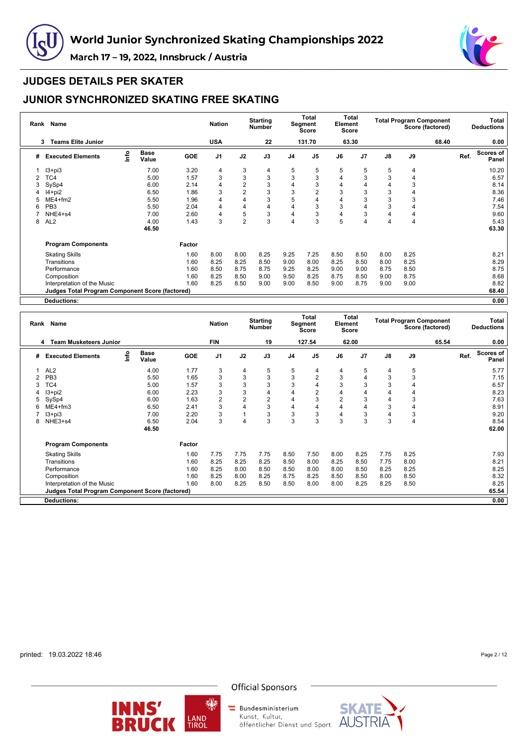# World Junior Synchronized Skating Championships 2022

March 17 – 19, 2022, Innsbruck / Austria

## JUDGES DETAILS PER SKATER

## JUNIOR SYNCHRONIZED SKATING FREE SKATING

| Rank | Name | Nation | Starting Number | Total Segment Score | Total Element Score | Total Program Component Score (factored) | Total Deductions |
|---|---|---|---|---|---|---|---|
| 3 | Teams Elite Junior | USA | 22 | 131.70 | 63.30 | 68.40 | 0.00 |

| # | Executed Elements | Info | Base Value | GOE | J1 | J2 | J3 | J4 | J5 | J6 | J7 | J8 | J9 | Ref. | Scores of Panel |
|---|---|---|---|---|---|---|---|---|---|---|---|---|---|---|---|
| 1 | I3+pi3 | | 7.00 | 3.20 | 4 | 3 | 4 | 5 | 5 | 5 | 5 | 5 | 4 | | 10.20 |
| 2 | TC4 | | 5.00 | 1.57 | 3 | 3 | 3 | 3 | 3 | 4 | 3 | 3 | 4 | | 6.57 |
| 3 | SySp4 | | 6.00 | 2.14 | 4 | 2 | 3 | 4 | 3 | 4 | 4 | 4 | 3 | | 8.14 |
| 4 | I4+pi2 | | 6.50 | 1.86 | 3 | 2 | 3 | 3 | 2 | 3 | 3 | 3 | 4 | | 8.36 |
| 5 | ME4+fm2 | | 5.50 | 1.96 | 4 | 4 | 3 | 5 | 4 | 4 | 3 | 3 | 3 | | 7.46 |
| 6 | PB3 | | 5.50 | 2.04 | 4 | 4 | 4 | 4 | 3 | 3 | 4 | 3 | 4 | | 7.54 |
| 7 | NHE4+s4 | | 7.00 | 2.60 | 4 | 5 | 3 | 4 | 3 | 4 | 3 | 4 | 4 | | 9.60 |
| 8 | AL2 | | 4.00 | 1.43 | 3 | 2 | 3 | 4 | 3 | 5 | 4 | 4 | 4 | | 5.43 |
| | | | 46.50 | | | | | | | | | | | | 63.30 |

| Program Components | Factor | J1 | J2 | J3 | J4 | J5 | J6 | J7 | J8 | J9 | Ref. | Scores of Panel |
|---|---|---|---|---|---|---|---|---|---|---|---|---|
| Skating Skills | 1.60 | 8.00 | 8.00 | 8.25 | 9.25 | 7.25 | 8.50 | 8.50 | 8.00 | 8.25 | | 8.21 |
| Transitions | 1.60 | 8.25 | 8.25 | 8.50 | 9.00 | 8.00 | 8.25 | 8.50 | 8.00 | 8.25 | | 8.29 |
| Performance | 1.60 | 8.50 | 8.75 | 8.75 | 9.25 | 8.25 | 9.00 | 9.00 | 8.75 | 8.50 | | 8.75 |
| Composition | 1.60 | 8.25 | 8.50 | 9.00 | 9.50 | 8.25 | 8.75 | 8.50 | 9.00 | 8.75 | | 8.68 |
| Interpretation of the Music | 1.60 | 8.25 | 8.50 | 9.00 | 9.00 | 8.50 | 9.00 | 8.75 | 9.00 | 9.00 | | 8.82 |
| **Judges Total Program Component Score (factored)** | | | | | | | | | | | | 68.40 |
| **Deductions:** | | | | | | | | | | | | 0.00 |

| Rank | Name | Nation | Starting Number | Total Segment Score | Total Element Score | Total Program Component Score (factored) | Total Deductions |
|---|---|---|---|---|---|---|---|
| 4 | Team Musketeers Junior | FIN | 19 | 127.54 | 62.00 | 65.54 | 0.00 |

| # | Executed Elements | Info | Base Value | GOE | J1 | J2 | J3 | J4 | J5 | J6 | J7 | J8 | J9 | Ref. | Scores of Panel |
|---|---|---|---|---|---|---|---|---|---|---|---|---|---|---|---|
| 1 | AL2 | | 4.00 | 1.77 | 3 | 4 | 5 | 5 | 4 | 4 | 5 | 4 | 5 | | 5.77 |
| 2 | PB3 | | 5.50 | 1.65 | 3 | 3 | 3 | 3 | 2 | 3 | 4 | 3 | 3 | | 7.15 |
| 3 | TC4 | | 5.00 | 1.57 | 3 | 3 | 3 | 3 | 4 | 3 | 3 | 3 | 4 | | 6.57 |
| 4 | I3+pi2 | | 6.00 | 2.23 | 3 | 3 | 4 | 4 | 2 | 4 | 4 | 4 | 4 | | 8.23 |
| 5 | SySp4 | | 6.00 | 1.63 | 2 | 2 | 2 | 4 | 3 | 2 | 3 | 4 | 3 | | 7.63 |
| 6 | ME4+fm3 | | 6.50 | 2.41 | 3 | 4 | 3 | 4 | 4 | 4 | 4 | 3 | 4 | | 8.91 |
| 7 | I3+pi3 | | 7.00 | 2.20 | 3 | 1 | 3 | 3 | 3 | 4 | 3 | 4 | 3 | | 9.20 |
| 8 | NHE3+s4 | | 6.50 | 2.04 | 3 | 4 | 3 | 3 | 3 | 3 | 3 | 3 | 4 | | 8.54 |
| | | | 46.50 | | | | | | | | | | | | 62.00 |

| Program Components | Factor | J1 | J2 | J3 | J4 | J5 | J6 | J7 | J8 | J9 | Ref. | Scores of Panel |
|---|---|---|---|---|---|---|---|---|---|---|---|---|
| Skating Skills | 1.60 | 7.75 | 7.75 | 7.75 | 8.50 | 7.50 | 8.00 | 8.25 | 7.75 | 8.25 | | 7.93 |
| Transitions | 1.60 | 8.25 | 8.25 | 8.25 | 8.50 | 8.00 | 8.25 | 8.50 | 7.75 | 8.00 | | 8.21 |
| Performance | 1.60 | 8.25 | 8.00 | 8.50 | 8.50 | 8.00 | 8.00 | 8.50 | 8.25 | 8.25 | | 8.25 |
| Composition | 1.60 | 8.25 | 8.00 | 8.25 | 8.75 | 8.25 | 8.50 | 8.50 | 8.00 | 8.50 | | 8.32 |
| Interpretation of the Music | 1.60 | 8.00 | 8.25 | 8.50 | 8.50 | 8.00 | 8.00 | 8.25 | 8.25 | 8.50 | | 8.25 |
| **Judges Total Program Component Score (factored)** | | | | | | | | | | | | 65.54 |
| **Deductions:** | | | | | | | | | | | | 0.00 |

printed: 19.03.2022 18:46

Official Sponsors

INNS' BRUCK · LAND TIROL · Bundesministerium Kunst, Kultur, öffentlicher Dienst und Sport · SKATE AUSTRIA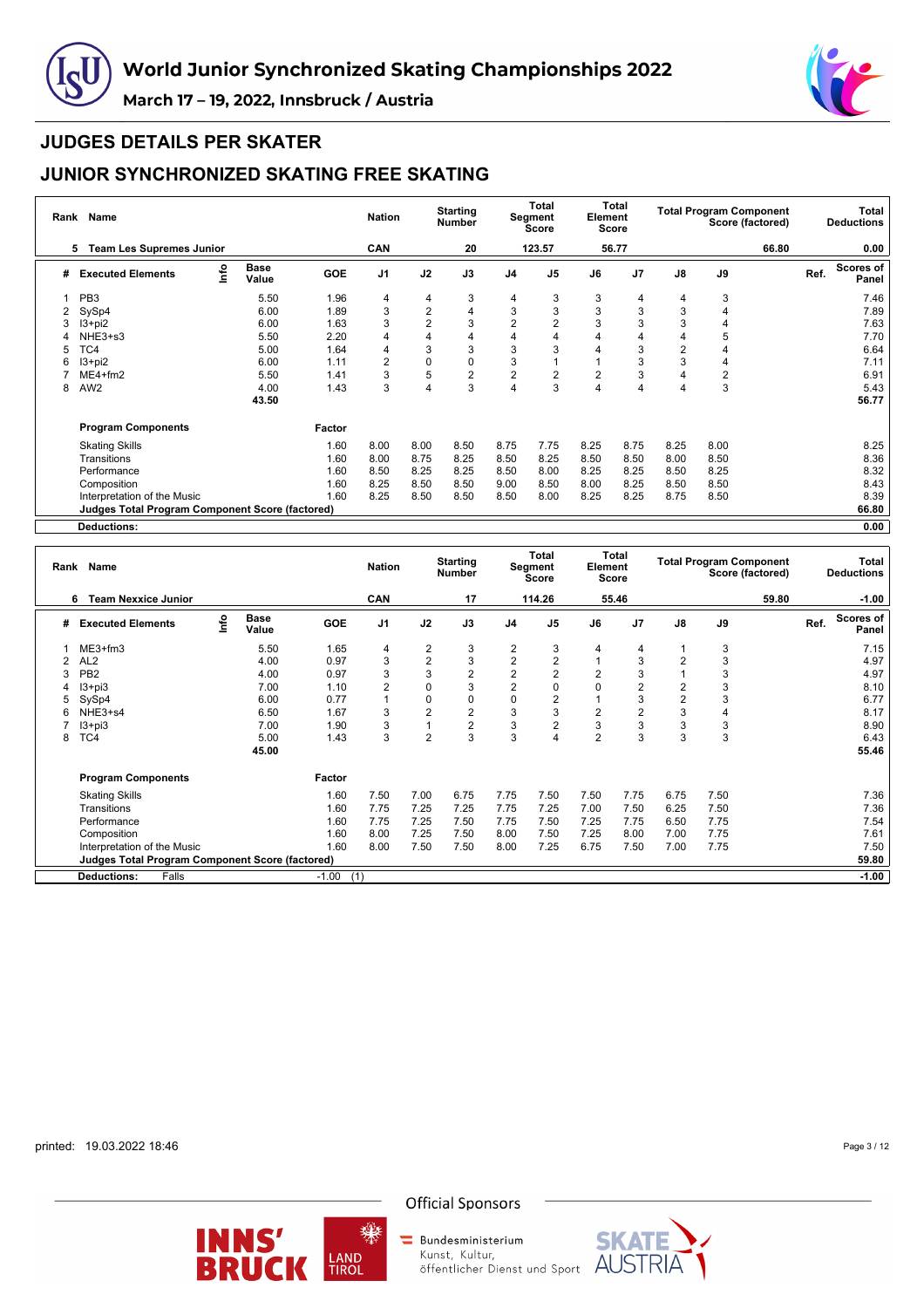# World Junior Synchronized Skating Championships 2022

March 17 – 19, 2022, Innsbruck / Austria

## JUDGES DETAILS PER SKATER

## JUNIOR SYNCHRONIZED SKATING FREE SKATING

| Rank | Name | Nation | Starting Number | Total Segment Score | Total Element Score | Total Program Component Score (factored) | Total Deductions |
|---|---|---|---|---|---|---|---|
| 5 | Team Les Supremes Junior | CAN | 20 | 123.57 | 56.77 | 66.80 | 0.00 |

| # | Executed Elements | Info | Base Value | GOE | J1 | J2 | J3 | J4 | J5 | J6 | J7 | J8 | J9 | Ref. | Scores of Panel |
|---|---|---|---|---|---|---|---|---|---|---|---|---|---|---|---|
| 1 | PB3 | | 5.50 | 1.96 | 4 | 4 | 3 | 4 | 3 | 3 | 4 | 4 | 3 | | 7.46 |
| 2 | SySp4 | | 6.00 | 1.89 | 3 | 2 | 4 | 3 | 3 | 3 | 3 | 3 | 4 | | 7.89 |
| 3 | I3+pi2 | | 6.00 | 1.63 | 3 | 2 | 3 | 2 | 2 | 3 | 3 | 3 | 4 | | 7.63 |
| 4 | NHE3+s3 | | 5.50 | 2.20 | 4 | 4 | 4 | 4 | 4 | 4 | 4 | 4 | 5 | | 7.70 |
| 5 | TC4 | | 5.00 | 1.64 | 4 | 3 | 3 | 3 | 3 | 4 | 3 | 2 | 4 | | 6.64 |
| 6 | I3+pi2 | | 6.00 | 1.11 | 2 | 0 | 0 | 3 | 1 | 1 | 3 | 3 | 4 | | 7.11 |
| 7 | ME4+fm2 | | 5.50 | 1.41 | 3 | 5 | 2 | 2 | 2 | 2 | 3 | 4 | 2 | | 6.91 |
| 8 | AW2 | | 4.00 | 1.43 | 3 | 4 | 3 | 4 | 3 | 4 | 4 | 4 | 3 | | 5.43 |
| | | | 43.50 | | | | | | | | | | | | 56.77 |
| | **Program Components** | | | **Factor** | | | | | | | | | | | |
| | Skating Skills | | | 1.60 | 8.00 | 8.00 | 8.50 | 8.75 | 7.75 | 8.25 | 8.75 | 8.25 | 8.00 | | 8.25 |
| | Transitions | | | 1.60 | 8.00 | 8.75 | 8.25 | 8.50 | 8.25 | 8.50 | 8.50 | 8.00 | 8.50 | | 8.36 |
| | Performance | | | 1.60 | 8.50 | 8.25 | 8.25 | 8.50 | 8.00 | 8.25 | 8.25 | 8.50 | 8.25 | | 8.32 |
| | Composition | | | 1.60 | 8.25 | 8.50 | 8.50 | 9.00 | 8.50 | 8.00 | 8.25 | 8.50 | 8.50 | | 8.43 |
| | Interpretation of the Music | | | 1.60 | 8.25 | 8.50 | 8.50 | 8.50 | 8.00 | 8.25 | 8.25 | 8.75 | 8.50 | | 8.39 |
| | **Judges Total Program Component Score (factored)** | | | | | | | | | | | | | | 66.80 |
| | **Deductions:** | | | | | | | | | | | | | | 0.00 |

| Rank | Name | Nation | Starting Number | Total Segment Score | Total Element Score | Total Program Component Score (factored) | Total Deductions |
|---|---|---|---|---|---|---|---|
| 6 | Team Nexxice Junior | CAN | 17 | 114.26 | 55.46 | 59.80 | -1.00 |

| # | Executed Elements | Info | Base Value | GOE | J1 | J2 | J3 | J4 | J5 | J6 | J7 | J8 | J9 | Ref. | Scores of Panel |
|---|---|---|---|---|---|---|---|---|---|---|---|---|---|---|---|
| 1 | ME3+fm3 | | 5.50 | 1.65 | 4 | 2 | 3 | 2 | 3 | 4 | 4 | 1 | 3 | | 7.15 |
| 2 | AL2 | | 4.00 | 0.97 | 3 | 2 | 3 | 2 | 2 | 1 | 3 | 2 | 3 | | 4.97 |
| 3 | PB2 | | 4.00 | 0.97 | 3 | 3 | 2 | 2 | 2 | 2 | 3 | 1 | 3 | | 4.97 |
| 4 | I3+pi3 | | 7.00 | 1.10 | 2 | 0 | 3 | 2 | 0 | 0 | 2 | 2 | 3 | | 8.10 |
| 5 | SySp4 | | 6.00 | 0.77 | 1 | 0 | 0 | 0 | 2 | 1 | 3 | 2 | 3 | | 6.77 |
| 6 | NHE3+s4 | | 6.50 | 1.67 | 3 | 2 | 2 | 3 | 3 | 2 | 2 | 3 | 4 | | 8.17 |
| 7 | I3+pi3 | | 7.00 | 1.90 | 3 | 1 | 2 | 3 | 2 | 3 | 3 | 3 | 3 | | 8.90 |
| 8 | TC4 | | 5.00 | 1.43 | 3 | 2 | 3 | 3 | 4 | 2 | 3 | 3 | 3 | | 6.43 |
| | | | 45.00 | | | | | | | | | | | | 55.46 |
| | **Program Components** | | | **Factor** | | | | | | | | | | | |
| | Skating Skills | | | 1.60 | 7.50 | 7.00 | 6.75 | 7.75 | 7.50 | 7.50 | 7.75 | 6.75 | 7.50 | | 7.36 |
| | Transitions | | | 1.60 | 7.75 | 7.25 | 7.25 | 7.75 | 7.25 | 7.00 | 7.50 | 6.25 | 7.50 | | 7.36 |
| | Performance | | | 1.60 | 7.75 | 7.25 | 7.50 | 7.75 | 7.50 | 7.25 | 7.75 | 6.50 | 7.75 | | 7.54 |
| | Composition | | | 1.60 | 8.00 | 7.25 | 7.50 | 8.00 | 7.50 | 7.25 | 8.00 | 7.00 | 7.75 | | 7.61 |
| | Interpretation of the Music | | | 1.60 | 8.00 | 7.50 | 7.50 | 8.00 | 7.25 | 6.75 | 7.50 | 7.00 | 7.75 | | 7.50 |
| | **Judges Total Program Component Score (factored)** | | | | | | | | | | | | | | 59.80 |
| | **Deductions:** Falls | | | -1.00 | (1) | | | | | | | | | | -1.00 |

printed: 19.03.2022 18:46

Official Sponsors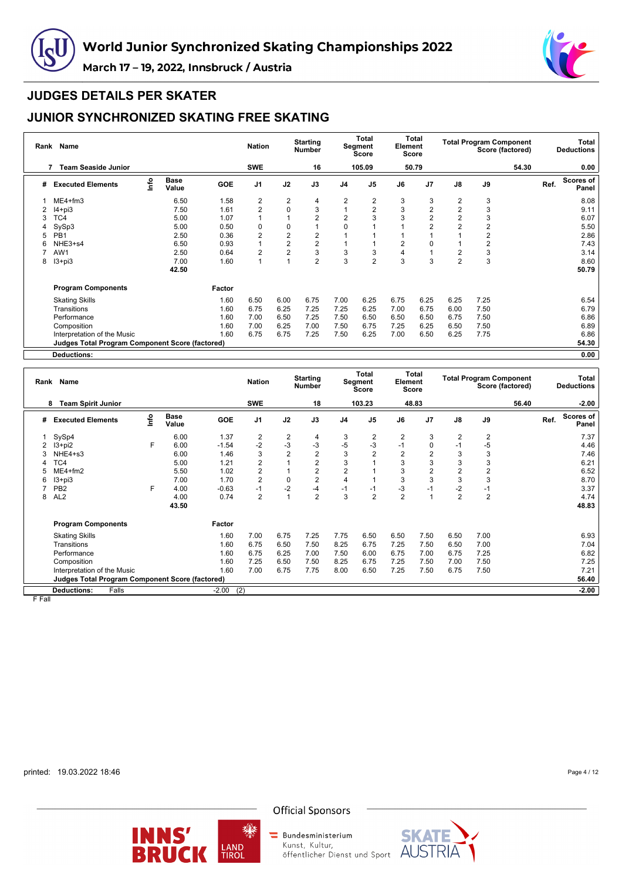# World Junior Synchronized Skating Championships 2022

**March 17 – 19, 2022, Innsbruck / Austria**

## JUDGES DETAILS PER SKATER

## JUNIOR SYNCHRONIZED SKATING FREE SKATING

| Rank | Name | Nation | Starting Number | Total Segment Score | Total Element Score | Total Program Component Score (factored) | Total Deductions |
|---|---|---|---|---|---|---|---|
| 7 | Team Seaside Junior | SWE | 16 | 105.09 | 50.79 | 54.30 | 0.00 |

| # | Executed Elements | Info | Base Value | GOE | J1 | J2 | J3 | J4 | J5 | J6 | J7 | J8 | J9 | Ref. | Scores of Panel |
|---|---|---|---|---|---|---|---|---|---|---|---|---|---|---|---|
| 1 | ME4+fm3 | | 6.50 | 1.58 | 2 | 2 | 4 | 2 | 2 | 3 | 3 | 2 | 3 | | 8.08 |
| 2 | I4+pi3 | | 7.50 | 1.61 | 2 | 0 | 3 | 1 | 2 | 3 | 2 | 2 | 3 | | 9.11 |
| 3 | TC4 | | 5.00 | 1.07 | 1 | 1 | 2 | 2 | 3 | 3 | 2 | 2 | 3 | | 6.07 |
| 4 | SySp3 | | 5.00 | 0.50 | 0 | 0 | 1 | 0 | 1 | 1 | 2 | 2 | 2 | | 5.50 |
| 5 | PB1 | | 2.50 | 0.36 | 2 | 2 | 2 | 1 | 1 | 1 | 1 | 1 | 2 | | 2.86 |
| 6 | NHE3+s4 | | 6.50 | 0.93 | 1 | 2 | 2 | 1 | 1 | 2 | 0 | 1 | 2 | | 7.43 |
| 7 | AW1 | | 2.50 | 0.64 | 2 | 2 | 3 | 3 | 3 | 4 | 1 | 2 | 3 | | 3.14 |
| 8 | I3+pi3 | | 7.00 | 1.60 | 1 | 1 | 2 | 3 | 2 | 3 | 3 | 2 | 3 | | 8.60 |
| | | | 42.50 | | | | | | | | | | | | 50.79 |

| Program Components | Factor | J1 | J2 | J3 | J4 | J5 | J6 | J7 | J8 | J9 | Scores of Panel |
|---|---|---|---|---|---|---|---|---|---|---|---|
| Skating Skills | 1.60 | 6.50 | 6.00 | 6.75 | 7.00 | 6.25 | 6.75 | 6.25 | 6.25 | 7.25 | 6.54 |
| Transitions | 1.60 | 6.75 | 6.25 | 7.25 | 7.25 | 6.25 | 7.00 | 6.75 | 6.00 | 7.50 | 6.79 |
| Performance | 1.60 | 7.00 | 6.50 | 7.25 | 7.50 | 6.50 | 6.50 | 6.50 | 6.75 | 7.50 | 6.86 |
| Composition | 1.60 | 7.00 | 6.25 | 7.00 | 7.50 | 6.75 | 7.25 | 6.25 | 6.50 | 7.50 | 6.89 |
| Interpretation of the Music | 1.60 | 6.75 | 6.75 | 7.25 | 7.50 | 6.25 | 7.00 | 6.50 | 6.25 | 7.75 | 6.86 |
| Judges Total Program Component Score (factored) | | | | | | | | | | | 54.30 |
| Deductions: | | | | | | | | | | | 0.00 |

| Rank | Name | Nation | Starting Number | Total Segment Score | Total Element Score | Total Program Component Score (factored) | Total Deductions |
|---|---|---|---|---|---|---|---|
| 8 | Team Spirit Junior | SWE | 18 | 103.23 | 48.83 | 56.40 | -2.00 |

| # | Executed Elements | Info | Base Value | GOE | J1 | J2 | J3 | J4 | J5 | J6 | J7 | J8 | J9 | Ref. | Scores of Panel |
|---|---|---|---|---|---|---|---|---|---|---|---|---|---|---|---|
| 1 | SySp4 | | 6.00 | 1.37 | 2 | 2 | 4 | 3 | 2 | 2 | 3 | 2 | 2 | | 7.37 |
| 2 | I3+pi2 | F | 6.00 | -1.54 | -2 | -3 | -3 | -5 | -3 | -1 | 0 | -1 | -5 | | 4.46 |
| 3 | NHE4+s3 | | 6.00 | 1.46 | 3 | 2 | 2 | 3 | 2 | 2 | 2 | 3 | 3 | | 7.46 |
| 4 | TC4 | | 5.00 | 1.21 | 2 | 1 | 2 | 3 | 1 | 3 | 3 | 3 | 3 | | 6.21 |
| 5 | ME4+fm2 | | 5.50 | 1.02 | 2 | 1 | 2 | 2 | 1 | 3 | 2 | 2 | 2 | | 6.52 |
| 6 | I3+pi3 | | 7.00 | 1.70 | 2 | 0 | 2 | 4 | 1 | 3 | 3 | 3 | 3 | | 8.70 |
| 7 | PB2 | F | 4.00 | -0.63 | -1 | -2 | -4 | -1 | -1 | -3 | -1 | -2 | -1 | | 3.37 |
| 8 | AL2 | | 4.00 | 0.74 | 2 | 1 | 2 | 3 | 2 | 2 | 1 | 2 | 2 | | 4.74 |
| | | | 43.50 | | | | | | | | | | | | 48.83 |

| Program Components | Factor | J1 | J2 | J3 | J4 | J5 | J6 | J7 | J8 | J9 | Scores of Panel |
|---|---|---|---|---|---|---|---|---|---|---|---|
| Skating Skills | 1.60 | 7.00 | 6.75 | 7.25 | 7.75 | 6.50 | 6.50 | 7.50 | 6.50 | 7.00 | 6.93 |
| Transitions | 1.60 | 6.75 | 6.50 | 7.50 | 8.25 | 6.75 | 7.25 | 7.50 | 6.50 | 7.00 | 7.04 |
| Performance | 1.60 | 6.75 | 6.25 | 7.00 | 7.50 | 6.00 | 6.75 | 7.00 | 6.75 | 7.25 | 6.82 |
| Composition | 1.60 | 7.25 | 6.50 | 7.50 | 8.25 | 6.75 | 7.25 | 7.50 | 7.00 | 7.50 | 7.25 |
| Interpretation of the Music | 1.60 | 7.00 | 6.75 | 7.75 | 8.00 | 6.50 | 7.25 | 7.50 | 6.75 | 7.50 | 7.21 |
| Judges Total Program Component Score (factored) | | | | | | | | | | | 56.40 |
| Deductions: Falls | -2.00 (2) | | | | | | | | | | -2.00 |

F Fall

printed: 19.03.2022 18:46

Official Sponsors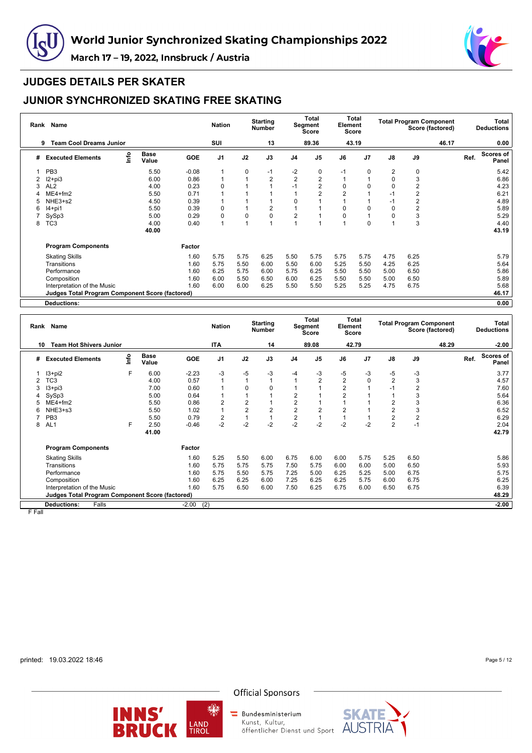# World Junior Synchronized Skating Championships 2022

March 17 – 19, 2022, Innsbruck / Austria

## JUDGES DETAILS PER SKATER

## JUNIOR SYNCHRONIZED SKATING FREE SKATING

| Rank | Name | Nation | Starting Number | Total Segment Score | Total Element Score | Total Program Component Score (factored) | Total Deductions |
|---|---|---|---|---|---|---|---|
| 9 | Team Cool Dreams Junior | SUI | 13 | 89.36 | 43.19 | 46.17 | 0.00 |

| # | Executed Elements | Info | Base Value | GOE | J1 | J2 | J3 | J4 | J5 | J6 | J7 | J8 | J9 | Ref. | Scores of Panel |
|---|---|---|---|---|---|---|---|---|---|---|---|---|---|---|---|
| 1 | PB3 | | 5.50 | -0.08 | 1 | 0 | -1 | -2 | 0 | -1 | 0 | 2 | 0 | | 5.42 |
| 2 | I2+pi3 | | 6.00 | 0.86 | 1 | 1 | 2 | 2 | 2 | 1 | 1 | 0 | 3 | | 6.86 |
| 3 | AL2 | | 4.00 | 0.23 | 0 | 1 | 1 | -1 | 2 | 0 | 0 | 0 | 2 | | 4.23 |
| 4 | ME4+fm2 | | 5.50 | 0.71 | 1 | 1 | 1 | 1 | 2 | 2 | 1 | -1 | 2 | | 6.21 |
| 5 | NHE3+s2 | | 4.50 | 0.39 | 1 | 1 | 1 | 0 | 1 | 1 | 1 | -1 | 2 | | 4.89 |
| 6 | I4+pi1 | | 5.50 | 0.39 | 0 | 1 | 2 | 1 | 1 | 0 | 0 | 0 | 2 | | 5.89 |
| 7 | SySp3 | | 5.00 | 0.29 | 0 | 0 | 0 | 2 | 1 | 0 | 1 | 0 | 3 | | 5.29 |
| 8 | TC3 | | 4.00 | 0.40 | 1 | 1 | 1 | 1 | 1 | 1 | 0 | 1 | 3 | | 4.40 |
| | | | 40.00 | | | | | | | | | | | | 43.19 |

| Program Components | Factor | J1 | J2 | J3 | J4 | J5 | J6 | J7 | J8 | J9 | Scores of Panel |
|---|---|---|---|---|---|---|---|---|---|---|---|
| Skating Skills | 1.60 | 5.75 | 5.75 | 6.25 | 5.50 | 5.75 | 5.75 | 5.75 | 4.75 | 6.25 | 5.79 |
| Transitions | 1.60 | 5.75 | 5.50 | 6.00 | 5.50 | 6.00 | 5.25 | 5.50 | 4.25 | 6.25 | 5.64 |
| Performance | 1.60 | 6.25 | 5.75 | 6.00 | 5.75 | 6.25 | 5.50 | 5.50 | 5.00 | 6.50 | 5.86 |
| Composition | 1.60 | 6.00 | 5.50 | 6.50 | 6.00 | 6.25 | 5.50 | 5.50 | 5.00 | 6.50 | 5.89 |
| Interpretation of the Music | 1.60 | 6.00 | 6.00 | 6.25 | 5.50 | 5.50 | 5.25 | 5.25 | 4.75 | 6.75 | 5.68 |
| Judges Total Program Component Score (factored) | | | | | | | | | | | 46.17 |
| Deductions: | | | | | | | | | | | 0.00 |

| Rank | Name | Nation | Starting Number | Total Segment Score | Total Element Score | Total Program Component Score (factored) | Total Deductions |
|---|---|---|---|---|---|---|---|
| 10 | Team Hot Shivers Junior | ITA | 14 | 89.08 | 42.79 | 48.29 | -2.00 |

| # | Executed Elements | Info | Base Value | GOE | J1 | J2 | J3 | J4 | J5 | J6 | J7 | J8 | J9 | Ref. | Scores of Panel |
|---|---|---|---|---|---|---|---|---|---|---|---|---|---|---|---|
| 1 | I3+pi2 | F | 6.00 | -2.23 | -3 | -5 | -3 | -4 | -3 | -5 | -3 | -5 | -3 | | 3.77 |
| 2 | TC3 | | 4.00 | 0.57 | 1 | 1 | 1 | 1 | 2 | 2 | 0 | 2 | 3 | | 4.57 |
| 3 | I3+pi3 | | 7.00 | 0.60 | 1 | 0 | 0 | 1 | 1 | 2 | 1 | -1 | 2 | | 7.60 |
| 4 | SySp3 | | 5.00 | 0.64 | 1 | 1 | 1 | 2 | 1 | 2 | 1 | 1 | 3 | | 5.64 |
| 5 | ME4+fm2 | | 5.50 | 0.86 | 2 | 2 | 1 | 2 | 1 | 1 | 1 | 2 | 3 | | 6.36 |
| 6 | NHE3+s3 | | 5.50 | 1.02 | 1 | 2 | 2 | 2 | 2 | 2 | 1 | 2 | 3 | | 6.52 |
| 7 | PB3 | | 5.50 | 0.79 | 2 | 1 | 1 | 2 | 1 | 1 | 1 | 2 | 2 | | 6.29 |
| 8 | AL1 | F | 2.50 | -0.46 | -2 | -2 | -2 | -2 | -2 | -2 | -2 | 2 | -1 | | 2.04 |
| | | | 41.00 | | | | | | | | | | | | 42.79 |

| Program Components | Factor | J1 | J2 | J3 | J4 | J5 | J6 | J7 | J8 | J9 | Scores of Panel |
|---|---|---|---|---|---|---|---|---|---|---|---|
| Skating Skills | 1.60 | 5.25 | 5.50 | 6.00 | 6.75 | 6.00 | 6.00 | 5.75 | 5.25 | 6.50 | 5.86 |
| Transitions | 1.60 | 5.75 | 5.75 | 5.75 | 7.50 | 5.75 | 6.00 | 6.00 | 5.00 | 6.50 | 5.93 |
| Performance | 1.60 | 5.75 | 5.50 | 5.75 | 7.25 | 5.00 | 6.25 | 5.25 | 5.00 | 6.75 | 5.75 |
| Composition | 1.60 | 6.25 | 6.25 | 6.00 | 7.25 | 6.25 | 6.25 | 5.75 | 6.00 | 6.75 | 6.25 |
| Interpretation of the Music | 1.60 | 5.75 | 6.50 | 6.00 | 7.50 | 6.25 | 6.75 | 6.00 | 6.50 | 6.75 | 6.39 |
| Judges Total Program Component Score (factored) | | | | | | | | | | | 48.29 |
| Deductions: Falls | -2.00 (2) | | | | | | | | | | -2.00 |

F Fall

printed: 19.03.2022 18:46

Official Sponsors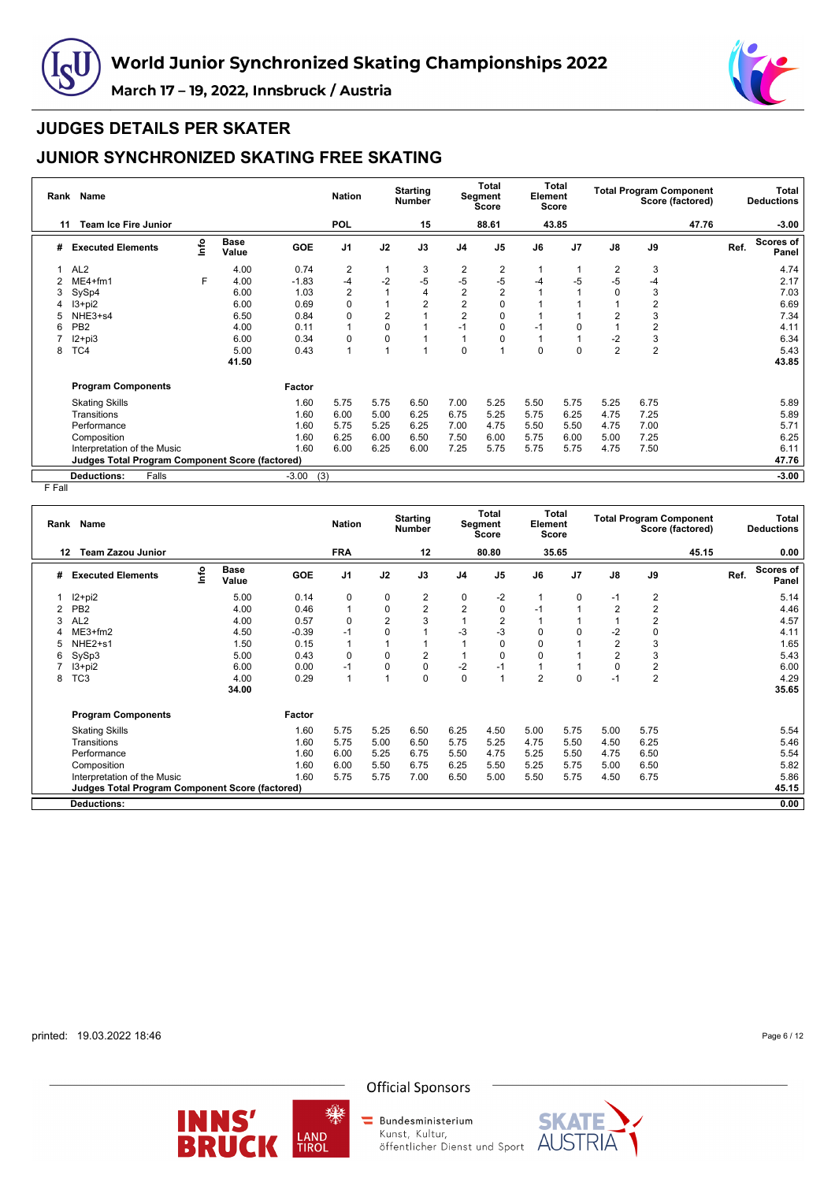# World Junior Synchronized Skating Championships 2022

**March 17 – 19, 2022, Innsbruck / Austria**

## JUDGES DETAILS PER SKATER

## JUNIOR SYNCHRONIZED SKATING FREE SKATING

| Rank | Name | Nation | Starting Number | Total Segment Score | Total Element Score | Total Program Component Score (factored) | Total Deductions |
|---|---|---|---|---|---|---|---|
| 11 | Team Ice Fire Junior | POL | 15 | 88.61 | 43.85 | 47.76 | -3.00 |

| # | Executed Elements | Info | Base Value | GOE | J1 | J2 | J3 | J4 | J5 | J6 | J7 | J8 | J9 | Ref. | Scores of Panel |
|---|---|---|---|---|---|---|---|---|---|---|---|---|---|---|---|
| 1 | AL2 | | 4.00 | 0.74 | 2 | 1 | 3 | 2 | 2 | 1 | 1 | 2 | 3 | | 4.74 |
| 2 | ME4+fm1 | F | 4.00 | -1.83 | -4 | -2 | -5 | -5 | -5 | -4 | -5 | -5 | -4 | | 2.17 |
| 3 | SySp4 | | 6.00 | 1.03 | 2 | 1 | 4 | 2 | 2 | 1 | 1 | 0 | 3 | | 7.03 |
| 4 | I3+pi2 | | 6.00 | 0.69 | 0 | 1 | 2 | 2 | 0 | 1 | 1 | 1 | 2 | | 6.69 |
| 5 | NHE3+s4 | | 6.50 | 0.84 | 0 | 2 | 1 | 2 | 0 | 1 | 1 | 2 | 3 | | 7.34 |
| 6 | PB2 | | 4.00 | 0.11 | 1 | 0 | 1 | -1 | 0 | -1 | 0 | 1 | 2 | | 4.11 |
| 7 | I2+pi3 | | 6.00 | 0.34 | 0 | 0 | 1 | 1 | 0 | 1 | 1 | -2 | 3 | | 6.34 |
| 8 | TC4 | | 5.00 | 0.43 | 1 | 1 | 1 | 0 | 1 | 0 | 0 | 2 | 2 | | 5.43 |
| | | | 41.50 | | | | | | | | | | | | 43.85 |

| Program Components | Factor | J1 | J2 | J3 | J4 | J5 | J6 | J7 | J8 | J9 | Scores of Panel |
|---|---|---|---|---|---|---|---|---|---|---|---|
| Skating Skills | 1.60 | 5.75 | 5.75 | 6.50 | 7.00 | 5.25 | 5.50 | 5.75 | 5.25 | 6.75 | 5.89 |
| Transitions | 1.60 | 6.00 | 5.00 | 6.25 | 6.75 | 5.25 | 5.75 | 6.25 | 4.75 | 7.25 | 5.89 |
| Performance | 1.60 | 5.75 | 5.25 | 6.25 | 7.00 | 4.75 | 5.50 | 5.50 | 4.75 | 7.00 | 5.71 |
| Composition | 1.60 | 6.25 | 6.00 | 6.50 | 7.50 | 6.00 | 5.75 | 6.00 | 5.00 | 7.25 | 6.25 |
| Interpretation of the Music | 1.60 | 6.00 | 6.25 | 6.00 | 7.25 | 5.75 | 5.75 | 5.75 | 4.75 | 7.50 | 6.11 |
| **Judges Total Program Component Score (factored)** | | | | | | | | | | | **47.76** |

**Deductions:** Falls -3.00 (3) **-3.00**

F Fall

| Rank | Name | Nation | Starting Number | Total Segment Score | Total Element Score | Total Program Component Score (factored) | Total Deductions |
|---|---|---|---|---|---|---|---|
| 12 | Team Zazou Junior | FRA | 12 | 80.80 | 35.65 | 45.15 | 0.00 |

| # | Executed Elements | Info | Base Value | GOE | J1 | J2 | J3 | J4 | J5 | J6 | J7 | J8 | J9 | Ref. | Scores of Panel |
|---|---|---|---|---|---|---|---|---|---|---|---|---|---|---|---|
| 1 | I2+pi2 | | 5.00 | 0.14 | 0 | 0 | 2 | 0 | -2 | 1 | 0 | -1 | 2 | | 5.14 |
| 2 | PB2 | | 4.00 | 0.46 | 1 | 0 | 2 | 2 | 0 | -1 | 1 | 2 | 2 | | 4.46 |
| 3 | AL2 | | 4.00 | 0.57 | 0 | 2 | 3 | 1 | 2 | 1 | 1 | 1 | 2 | | 4.57 |
| 4 | ME3+fm2 | | 4.50 | -0.39 | -1 | 0 | 1 | -3 | -3 | 0 | 0 | -2 | 0 | | 4.11 |
| 5 | NHE2+s1 | | 1.50 | 0.15 | 1 | 1 | 1 | 1 | 0 | 0 | 1 | 2 | 3 | | 1.65 |
| 6 | SySp3 | | 5.00 | 0.43 | 0 | 0 | 2 | 1 | 0 | 0 | 1 | 2 | 3 | | 5.43 |
| 7 | I3+pi2 | | 6.00 | 0.00 | -1 | 0 | 0 | -2 | -1 | 1 | 1 | 0 | 2 | | 6.00 |
| 8 | TC3 | | 4.00 | 0.29 | 1 | 1 | 0 | 0 | 1 | 2 | 0 | -1 | 2 | | 4.29 |
| | | | 34.00 | | | | | | | | | | | | 35.65 |

| Program Components | Factor | J1 | J2 | J3 | J4 | J5 | J6 | J7 | J8 | J9 | Scores of Panel |
|---|---|---|---|---|---|---|---|---|---|---|---|
| Skating Skills | 1.60 | 5.75 | 5.25 | 6.50 | 6.25 | 4.50 | 5.00 | 5.75 | 5.00 | 5.75 | 5.54 |
| Transitions | 1.60 | 5.75 | 5.00 | 6.50 | 5.75 | 5.25 | 4.75 | 5.50 | 4.50 | 6.25 | 5.46 |
| Performance | 1.60 | 6.00 | 5.25 | 6.75 | 5.50 | 4.75 | 5.25 | 5.50 | 4.75 | 6.50 | 5.54 |
| Composition | 1.60 | 6.00 | 5.50 | 6.75 | 6.25 | 5.50 | 5.25 | 5.75 | 5.00 | 6.50 | 5.82 |
| Interpretation of the Music | 1.60 | 5.75 | 5.75 | 7.00 | 6.50 | 5.00 | 5.50 | 5.75 | 4.50 | 6.75 | 5.86 |
| **Judges Total Program Component Score (factored)** | | | | | | | | | | | **45.15** |

**Deductions:** **0.00**

printed: 19.03.2022 18:46

Official Sponsors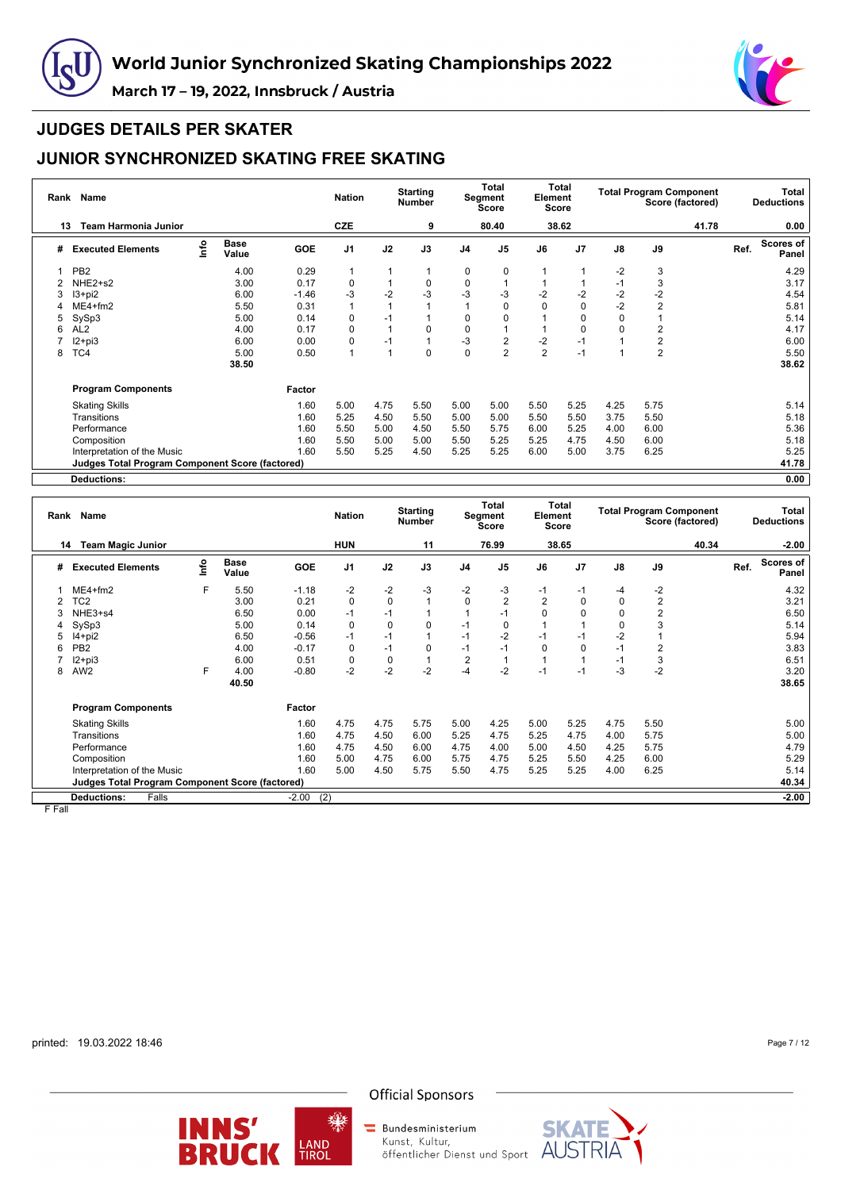# World Junior Synchronized Skating Championships 2022

**March 17 – 19, 2022, Innsbruck / Austria**

## JUDGES DETAILS PER SKATER

## JUNIOR SYNCHRONIZED SKATING FREE SKATING

| Rank | Name | Nation | Starting Number | Total Segment Score | Total Element Score | Total Program Component Score (factored) | Total Deductions |
|---|---|---|---|---|---|---|---|
| 13 | Team Harmonia Junior | CZE | 9 | 80.40 | 38.62 | 41.78 | 0.00 |

| # | Executed Elements | Info | Base Value | GOE | J1 | J2 | J3 | J4 | J5 | J6 | J7 | J8 | J9 | Ref. | Scores of Panel |
|---|---|---|---|---|---|---|---|---|---|---|---|---|---|---|---|
| 1 | PB2 | | 4.00 | 0.29 | 1 | 1 | 1 | 0 | 0 | 1 | 1 | -2 | 3 | | 4.29 |
| 2 | NHE2+s2 | | 3.00 | 0.17 | 0 | 1 | 0 | 0 | 1 | 1 | 1 | -1 | 3 | | 3.17 |
| 3 | I3+pi2 | | 6.00 | -1.46 | -3 | -2 | -3 | -3 | -3 | -2 | -2 | -2 | -2 | | 4.54 |
| 4 | ME4+fm2 | | 5.50 | 0.31 | 1 | 1 | 1 | 1 | 0 | 0 | 0 | -2 | 2 | | 5.81 |
| 5 | SySp3 | | 5.00 | 0.14 | 0 | -1 | 1 | 0 | 0 | 1 | 0 | 0 | 1 | | 5.14 |
| 6 | AL2 | | 4.00 | 0.17 | 0 | 1 | 0 | 0 | 1 | 1 | 0 | 0 | 2 | | 4.17 |
| 7 | I2+pi3 | | 6.00 | 0.00 | 0 | -1 | 1 | -3 | 2 | -2 | -1 | 1 | 2 | | 6.00 |
| 8 | TC4 | | 5.00 | 0.50 | 1 | 1 | 0 | 0 | 2 | 2 | -1 | 1 | 2 | | 5.50 |
| | | | 38.50 | | | | | | | | | | | | 38.62 |
| | **Program Components** | | | **Factor** | | | | | | | | | | | |
| | Skating Skills | | | 1.60 | 5.00 | 4.75 | 5.50 | 5.00 | 5.00 | 5.50 | 5.25 | 4.25 | 5.75 | | 5.14 |
| | Transitions | | | 1.60 | 5.25 | 4.50 | 5.50 | 5.00 | 5.00 | 5.50 | 5.50 | 3.75 | 5.50 | | 5.18 |
| | Performance | | | 1.60 | 5.50 | 5.00 | 4.50 | 5.50 | 5.75 | 6.00 | 5.25 | 4.00 | 6.00 | | 5.36 |
| | Composition | | | 1.60 | 5.50 | 5.00 | 5.00 | 5.50 | 5.25 | 5.25 | 4.75 | 4.50 | 6.00 | | 5.18 |
| | Interpretation of the Music | | | 1.60 | 5.50 | 5.25 | 4.50 | 5.25 | 5.25 | 6.00 | 5.00 | 3.75 | 6.25 | | 5.25 |
| | **Judges Total Program Component Score (factored)** | | | | | | | | | | | | | | **41.78** |
| | **Deductions:** | | | | | | | | | | | | | | **0.00** |

| Rank | Name | Nation | Starting Number | Total Segment Score | Total Element Score | Total Program Component Score (factored) | Total Deductions |
|---|---|---|---|---|---|---|---|
| 14 | Team Magic Junior | HUN | 11 | 76.99 | 38.65 | 40.34 | -2.00 |

| # | Executed Elements | Info | Base Value | GOE | J1 | J2 | J3 | J4 | J5 | J6 | J7 | J8 | J9 | Ref. | Scores of Panel |
|---|---|---|---|---|---|---|---|---|---|---|---|---|---|---|---|
| 1 | ME4+fm2 | F | 5.50 | -1.18 | -2 | -2 | -3 | -2 | -3 | -1 | -1 | -4 | -2 | | 4.32 |
| 2 | TC2 | | 3.00 | 0.21 | 0 | 0 | 1 | 0 | 2 | 2 | 0 | 0 | 2 | | 3.21 |
| 3 | NHE3+s4 | | 6.50 | 0.00 | -1 | -1 | 1 | 1 | -1 | 0 | 0 | 0 | 2 | | 6.50 |
| 4 | SySp3 | | 5.00 | 0.14 | 0 | 0 | 0 | -1 | 0 | 1 | 1 | 0 | 3 | | 5.14 |
| 5 | I4+pi2 | | 6.50 | -0.56 | -1 | -1 | 1 | -1 | -2 | -1 | -1 | -2 | 1 | | 5.94 |
| 6 | PB2 | | 4.00 | -0.17 | 0 | -1 | 0 | -1 | -1 | 0 | 0 | -1 | 2 | | 3.83 |
| 7 | I2+pi3 | | 6.00 | 0.51 | 0 | 0 | 1 | 2 | 1 | 1 | 1 | -1 | 3 | | 6.51 |
| 8 | AW2 | F | 4.00 | -0.80 | -2 | -2 | -2 | -4 | -2 | -1 | -1 | -3 | -2 | | 3.20 |
| | | | 40.50 | | | | | | | | | | | | 38.65 |
| | **Program Components** | | | **Factor** | | | | | | | | | | | |
| | Skating Skills | | | 1.60 | 4.75 | 4.75 | 5.75 | 5.00 | 4.25 | 5.00 | 5.25 | 4.75 | 5.50 | | 5.00 |
| | Transitions | | | 1.60 | 4.75 | 4.50 | 6.00 | 5.25 | 4.75 | 5.25 | 4.75 | 4.00 | 5.75 | | 5.00 |
| | Performance | | | 1.60 | 4.75 | 4.50 | 6.00 | 4.75 | 4.00 | 5.00 | 4.50 | 4.25 | 5.75 | | 4.79 |
| | Composition | | | 1.60 | 5.00 | 4.75 | 6.00 | 5.75 | 4.75 | 5.25 | 5.50 | 4.25 | 6.00 | | 5.29 |
| | Interpretation of the Music | | | 1.60 | 5.00 | 4.50 | 5.75 | 5.50 | 4.75 | 5.25 | 5.25 | 4.00 | 6.25 | | 5.14 |
| | **Judges Total Program Component Score (factored)** | | | | | | | | | | | | | | **40.34** |
| | **Deductions:** Falls | | | -2.00 | (2) | | | | | | | | | | **-2.00** |

F Fall

printed: 19.03.2022 18:46

Official Sponsors

INNS' BRUCK | LAND TIROL | Bundesministerium Kunst, Kultur, öffentlicher Dienst und Sport | SKATE AUSTRIA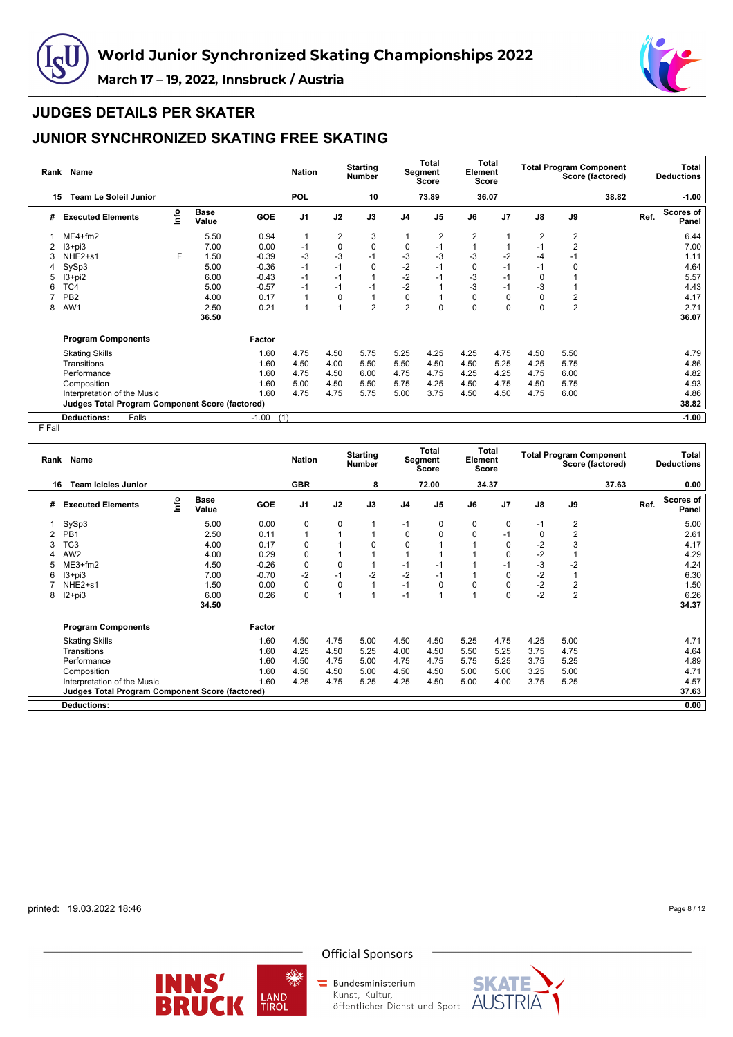# World Junior Synchronized Skating Championships 2022

**March 17 – 19, 2022, Innsbruck / Austria**

## JUDGES DETAILS PER SKATER

## JUNIOR SYNCHRONIZED SKATING FREE SKATING

| Rank | Name | Nation | Starting Number | Total Segment Score | Total Element Score | Total Program Component Score (factored) | Total Deductions |
|---|---|---|---|---|---|---|---|
| 15 | Team Le Soleil Junior | POL | 10 | 73.89 | 36.07 | 38.82 | -1.00 |

| # | Executed Elements | Info | Base Value | GOE | J1 | J2 | J3 | J4 | J5 | J6 | J7 | J8 | J9 | Ref. | Scores of Panel |
|---|---|---|---|---|---|---|---|---|---|---|---|---|---|---|---|
| 1 | ME4+fm2 | | 5.50 | 0.94 | 1 | 2 | 3 | 1 | 2 | 2 | 1 | 2 | 2 | | 6.44 |
| 2 | I3+pi3 | | 7.00 | 0.00 | -1 | 0 | 0 | 0 | -1 | 1 | 1 | -1 | 2 | | 7.00 |
| 3 | NHE2+s1 | F | 1.50 | -0.39 | -3 | -3 | -1 | -3 | -3 | -3 | -2 | -4 | -1 | | 1.11 |
| 4 | SySp3 | | 5.00 | -0.36 | -1 | -1 | 0 | -2 | -1 | 0 | -1 | -1 | 0 | | 4.64 |
| 5 | I3+pi2 | | 6.00 | -0.43 | -1 | -1 | 1 | -2 | -1 | -3 | -1 | 0 | 1 | | 5.57 |
| 6 | TC4 | | 5.00 | -0.57 | -1 | -1 | -1 | -2 | 1 | -3 | -1 | -3 | 1 | | 4.43 |
| 7 | PB2 | | 4.00 | 0.17 | 1 | 0 | 1 | 0 | 1 | 0 | 0 | 0 | 2 | | 4.17 |
| 8 | AW1 | | 2.50 | 0.21 | 1 | 1 | 2 | 2 | 0 | 0 | 0 | 0 | 2 | | 2.71 |
| | | | 36.50 | | | | | | | | | | | | 36.07 |

| Program Components | Factor | J1 | J2 | J3 | J4 | J5 | J6 | J7 | J8 | J9 | Scores of Panel |
|---|---|---|---|---|---|---|---|---|---|---|---|
| Skating Skills | 1.60 | 4.75 | 4.50 | 5.75 | 5.25 | 4.25 | 4.25 | 4.75 | 4.50 | 5.50 | 4.79 |
| Transitions | 1.60 | 4.50 | 4.00 | 5.50 | 5.50 | 4.50 | 4.50 | 5.25 | 4.25 | 5.75 | 4.86 |
| Performance | 1.60 | 4.75 | 4.50 | 6.00 | 4.75 | 4.75 | 4.25 | 4.25 | 4.75 | 6.00 | 4.82 |
| Composition | 1.60 | 5.00 | 4.50 | 5.50 | 5.75 | 4.25 | 4.50 | 4.75 | 4.50 | 5.75 | 4.93 |
| Interpretation of the Music | 1.60 | 4.75 | 4.75 | 5.75 | 5.00 | 3.75 | 4.50 | 4.50 | 4.75 | 6.00 | 4.86 |
| **Judges Total Program Component Score (factored)** | | | | | | | | | | | **38.82** |
| **Deductions:** Falls | -1.00 (1) | | | | | | | | | | **-1.00** |

F Fall

| Rank | Name | Nation | Starting Number | Total Segment Score | Total Element Score | Total Program Component Score (factored) | Total Deductions |
|---|---|---|---|---|---|---|---|
| 16 | Team Icicles Junior | GBR | 8 | 72.00 | 34.37 | 37.63 | 0.00 |

| # | Executed Elements | Info | Base Value | GOE | J1 | J2 | J3 | J4 | J5 | J6 | J7 | J8 | J9 | Ref. | Scores of Panel |
|---|---|---|---|---|---|---|---|---|---|---|---|---|---|---|---|
| 1 | SySp3 | | 5.00 | 0.00 | 0 | 0 | 1 | -1 | 0 | 0 | 0 | -1 | 2 | | 5.00 |
| 2 | PB1 | | 2.50 | 0.11 | 1 | 1 | 1 | 0 | 0 | 0 | -1 | 0 | 2 | | 2.61 |
| 3 | TC3 | | 4.00 | 0.17 | 0 | 1 | 0 | 0 | 1 | 1 | 0 | -2 | 3 | | 4.17 |
| 4 | AW2 | | 4.00 | 0.29 | 0 | 1 | 1 | 1 | 1 | 1 | 0 | -2 | 1 | | 4.29 |
| 5 | ME3+fm2 | | 4.50 | -0.26 | 0 | 0 | 1 | -1 | -1 | 1 | -1 | -3 | -2 | | 4.24 |
| 6 | I3+pi3 | | 7.00 | -0.70 | -2 | -1 | -2 | -2 | -1 | 1 | 0 | -2 | 1 | | 6.30 |
| 7 | NHE2+s1 | | 1.50 | 0.00 | 0 | 0 | 1 | -1 | 0 | 0 | 0 | -2 | 2 | | 1.50 |
| 8 | I2+pi3 | | 6.00 | 0.26 | 0 | 1 | 1 | -1 | 1 | 1 | 0 | -2 | 2 | | 6.26 |
| | | | 34.50 | | | | | | | | | | | | 34.37 |

| Program Components | Factor | J1 | J2 | J3 | J4 | J5 | J6 | J7 | J8 | J9 | Scores of Panel |
|---|---|---|---|---|---|---|---|---|---|---|---|
| Skating Skills | 1.60 | 4.50 | 4.75 | 5.00 | 4.50 | 4.50 | 5.25 | 4.75 | 4.25 | 5.00 | 4.71 |
| Transitions | 1.60 | 4.25 | 4.50 | 5.25 | 4.00 | 4.50 | 5.50 | 5.25 | 3.75 | 4.75 | 4.64 |
| Performance | 1.60 | 4.50 | 4.75 | 5.00 | 4.75 | 4.75 | 5.75 | 5.25 | 3.75 | 5.25 | 4.89 |
| Composition | 1.60 | 4.50 | 4.50 | 5.00 | 4.50 | 4.50 | 5.00 | 5.00 | 3.25 | 5.00 | 4.71 |
| Interpretation of the Music | 1.60 | 4.25 | 4.75 | 5.25 | 4.25 | 4.50 | 5.00 | 4.00 | 3.75 | 5.25 | 4.57 |
| **Judges Total Program Component Score (factored)** | | | | | | | | | | | **37.63** |
| **Deductions:** | | | | | | | | | | | **0.00** |

printed: 19.03.2022 18:46

Official Sponsors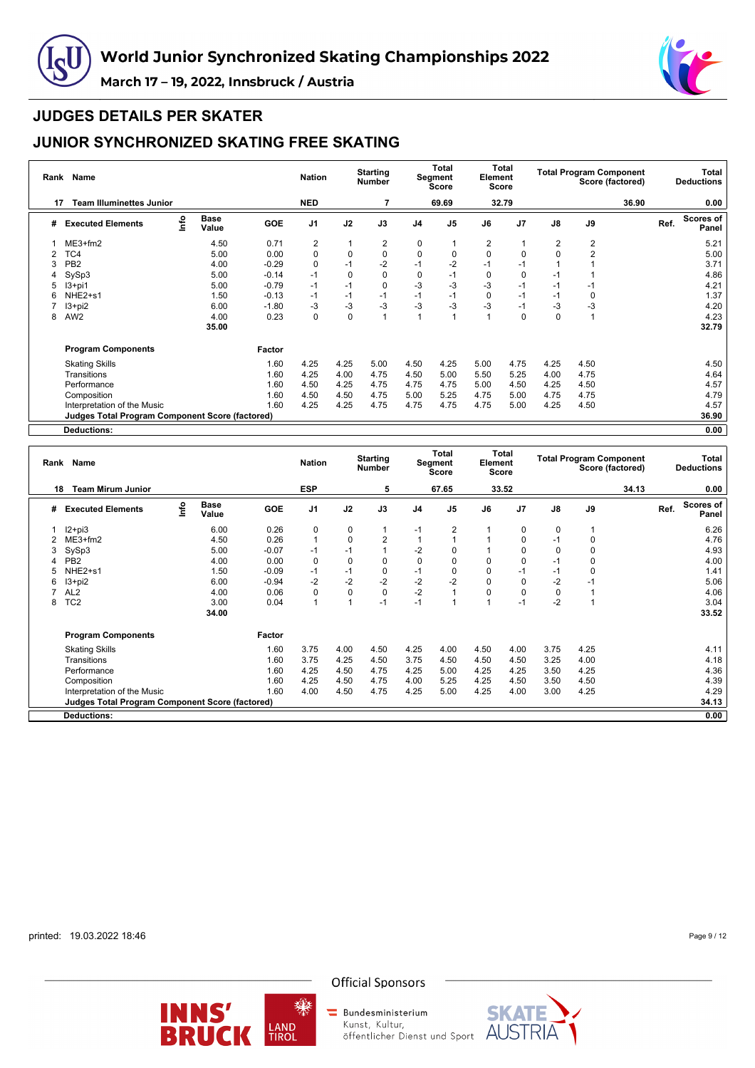# World Junior Synchronized Skating Championships 2022

March 17 – 19, 2022, Innsbruck / Austria

## JUDGES DETAILS PER SKATER

## JUNIOR SYNCHRONIZED SKATING FREE SKATING

| Rank | Name | Nation | Starting Number | Total Segment Score | Total Element Score | Total Program Component Score (factored) | Total Deductions |
|---|---|---|---|---|---|---|---|
| 17 | Team Illuminettes Junior | NED | 7 | 69.69 | 32.79 | 36.90 | 0.00 |

| # | Executed Elements | Info | Base Value | GOE | J1 | J2 | J3 | J4 | J5 | J6 | J7 | J8 | J9 | Ref. | Scores of Panel |
|---|---|---|---|---|---|---|---|---|---|---|---|---|---|---|---|
| 1 | ME3+fm2 | | 4.50 | 0.71 | 2 | 1 | 2 | 0 | 1 | 2 | 1 | 2 | 2 | | 5.21 |
| 2 | TC4 | | 5.00 | 0.00 | 0 | 0 | 0 | 0 | 0 | 0 | 0 | 0 | 2 | | 5.00 |
| 3 | PB2 | | 4.00 | -0.29 | 0 | -1 | -2 | -1 | -2 | -1 | -1 | 1 | 1 | | 3.71 |
| 4 | SySp3 | | 5.00 | -0.14 | -1 | 0 | 0 | 0 | -1 | 0 | 0 | -1 | 1 | | 4.86 |
| 5 | I3+pi1 | | 5.00 | -0.79 | -1 | -1 | 0 | -3 | -3 | -3 | -1 | -1 | -1 | | 4.21 |
| 6 | NHE2+s1 | | 1.50 | -0.13 | -1 | -1 | -1 | -1 | -1 | 0 | -1 | -1 | 0 | | 1.37 |
| 7 | I3+pi2 | | 6.00 | -1.80 | -3 | -3 | -3 | -3 | -3 | -3 | -1 | -3 | -3 | | 4.20 |
| 8 | AW2 | | 4.00 | 0.23 | 0 | 0 | 1 | 1 | 1 | 1 | 0 | 0 | 1 | | 4.23 |
| | | | 35.00 | | | | | | | | | | | | 32.79 |

| Program Components | Factor | J1 | J2 | J3 | J4 | J5 | J6 | J7 | J8 | J9 | Scores of Panel |
|---|---|---|---|---|---|---|---|---|---|---|---|
| Skating Skills | 1.60 | 4.25 | 4.25 | 5.00 | 4.50 | 4.25 | 5.00 | 4.75 | 4.25 | 4.50 | 4.50 |
| Transitions | 1.60 | 4.25 | 4.00 | 4.75 | 4.50 | 5.00 | 5.50 | 5.25 | 4.00 | 4.75 | 4.64 |
| Performance | 1.60 | 4.50 | 4.25 | 4.75 | 4.75 | 4.75 | 5.00 | 4.50 | 4.25 | 4.50 | 4.57 |
| Composition | 1.60 | 4.50 | 4.50 | 4.75 | 5.00 | 5.25 | 4.75 | 5.00 | 4.75 | 4.75 | 4.79 |
| Interpretation of the Music | 1.60 | 4.25 | 4.25 | 4.75 | 4.75 | 4.75 | 4.75 | 5.00 | 4.25 | 4.50 | 4.57 |
| **Judges Total Program Component Score (factored)** | | | | | | | | | | | **36.90** |
| **Deductions:** | | | | | | | | | | | **0.00** |

| Rank | Name | Nation | Starting Number | Total Segment Score | Total Element Score | Total Program Component Score (factored) | Total Deductions |
|---|---|---|---|---|---|---|---|
| 18 | Team Mirum Junior | ESP | 5 | 67.65 | 33.52 | 34.13 | 0.00 |

| # | Executed Elements | Info | Base Value | GOE | J1 | J2 | J3 | J4 | J5 | J6 | J7 | J8 | J9 | Ref. | Scores of Panel |
|---|---|---|---|---|---|---|---|---|---|---|---|---|---|---|---|
| 1 | I2+pi3 | | 6.00 | 0.26 | 0 | 0 | 1 | -1 | 2 | 1 | 0 | 0 | 1 | | 6.26 |
| 2 | ME3+fm2 | | 4.50 | 0.26 | 1 | 0 | 2 | 1 | 1 | 1 | 0 | -1 | 0 | | 4.76 |
| 3 | SySp3 | | 5.00 | -0.07 | -1 | -1 | 1 | -2 | 0 | 1 | 0 | 0 | 0 | | 4.93 |
| 4 | PB2 | | 4.00 | 0.00 | 0 | 0 | 0 | 0 | 0 | 0 | 0 | -1 | 0 | | 4.00 |
| 5 | NHE2+s1 | | 1.50 | -0.09 | -1 | -1 | 0 | -1 | 0 | 0 | -1 | -1 | 0 | | 1.41 |
| 6 | I3+pi2 | | 6.00 | -0.94 | -2 | -2 | -2 | -2 | -2 | 0 | 0 | -2 | -1 | | 5.06 |
| 7 | AL2 | | 4.00 | 0.06 | 0 | 0 | 0 | -2 | 1 | 0 | 0 | 0 | 1 | | 4.06 |
| 8 | TC2 | | 3.00 | 0.04 | 1 | 1 | -1 | -1 | 1 | 1 | -1 | -2 | 1 | | 3.04 |
| | | | 34.00 | | | | | | | | | | | | 33.52 |

| Program Components | Factor | J1 | J2 | J3 | J4 | J5 | J6 | J7 | J8 | J9 | Scores of Panel |
|---|---|---|---|---|---|---|---|---|---|---|---|
| Skating Skills | 1.60 | 3.75 | 4.00 | 4.50 | 4.25 | 4.00 | 4.50 | 4.00 | 3.75 | 4.25 | 4.11 |
| Transitions | 1.60 | 3.75 | 4.25 | 4.50 | 3.75 | 4.50 | 4.50 | 4.50 | 3.25 | 4.00 | 4.18 |
| Performance | 1.60 | 4.25 | 4.50 | 4.75 | 4.25 | 5.00 | 4.25 | 4.25 | 3.50 | 4.25 | 4.36 |
| Composition | 1.60 | 4.25 | 4.50 | 4.75 | 4.00 | 5.25 | 4.25 | 4.50 | 3.50 | 4.50 | 4.39 |
| Interpretation of the Music | 1.60 | 4.00 | 4.50 | 4.75 | 4.25 | 5.00 | 4.25 | 4.00 | 3.00 | 4.25 | 4.29 |
| **Judges Total Program Component Score (factored)** | | | | | | | | | | | **34.13** |
| **Deductions:** | | | | | | | | | | | **0.00** |

printed: 19.03.2022 18:46

Official Sponsors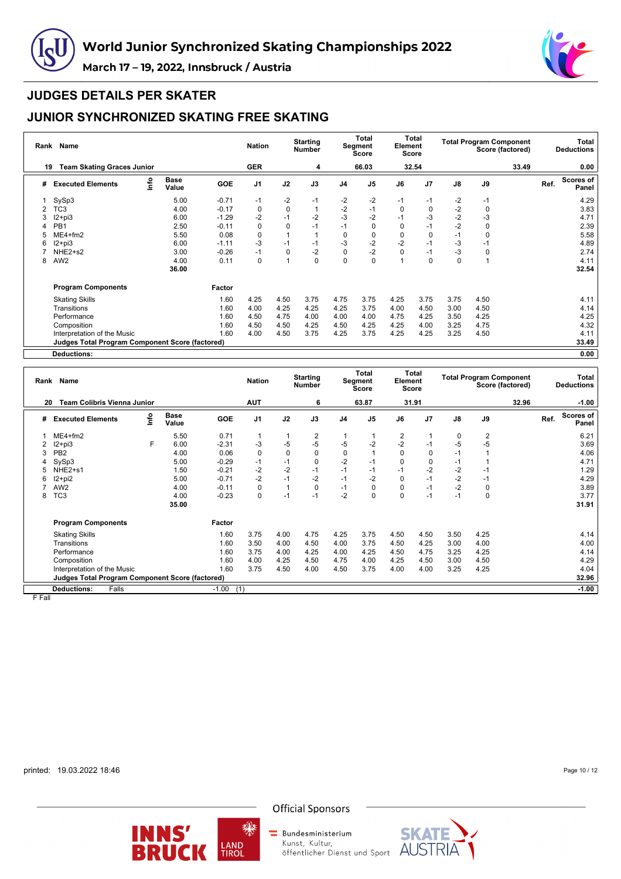# World Junior Synchronized Skating Championships 2022

March 17 – 19, 2022, Innsbruck / Austria

## JUDGES DETAILS PER SKATER

## JUNIOR SYNCHRONIZED SKATING FREE SKATING

| Rank | Name | Nation | Starting Number | Total Segment Score | Total Element Score | Total Program Component Score (factored) | Total Deductions |
|---|---|---|---|---|---|---|---|
| 19 | Team Skating Graces Junior | GER | 4 | 66.03 | 32.54 | 33.49 | 0.00 |

| # | Executed Elements | Info | Base Value | GOE | J1 | J2 | J3 | J4 | J5 | J6 | J7 | J8 | J9 | Ref. | Scores of Panel |
|---|---|---|---|---|---|---|---|---|---|---|---|---|---|---|---|
| 1 | SySp3 | | 5.00 | -0.71 | -1 | -2 | -1 | -2 | -2 | -1 | -1 | -2 | -1 | | 4.29 |
| 2 | TC3 | | 4.00 | -0.17 | 0 | 0 | 1 | -2 | -1 | 0 | 0 | -2 | 0 | | 3.83 |
| 3 | I2+pi3 | | 6.00 | -1.29 | -2 | -1 | -2 | -3 | -2 | -1 | -3 | -2 | -3 | | 4.71 |
| 4 | PB1 | | 2.50 | -0.11 | 0 | 0 | -1 | -1 | 0 | 0 | -1 | -2 | 0 | | 2.39 |
| 5 | ME4+fm2 | | 5.50 | 0.08 | 0 | 1 | 1 | 0 | 0 | 0 | 0 | -1 | 0 | | 5.58 |
| 6 | I2+pi3 | | 6.00 | -1.11 | -3 | -1 | -1 | -3 | -2 | -2 | -1 | -3 | -1 | | 4.89 |
| 7 | NHE2+s2 | | 3.00 | -0.26 | -1 | 0 | -2 | 0 | -2 | 0 | -1 | -3 | 0 | | 2.74 |
| 8 | AW2 | | 4.00 | 0.11 | 0 | 1 | 0 | 0 | 0 | 1 | 0 | 0 | 1 | | 4.11 |
| | | | 36.00 | | | | | | | | | | | | 32.54 |
| | **Program Components** | | | Factor | | | | | | | | | | | |
| | Skating Skills | | | 1.60 | 4.25 | 4.50 | 3.75 | 4.75 | 3.75 | 4.25 | 3.75 | 3.75 | 4.50 | | 4.11 |
| | Transitions | | | 1.60 | 4.00 | 4.25 | 4.25 | 4.25 | 3.75 | 4.00 | 4.50 | 3.00 | 4.50 | | 4.14 |
| | Performance | | | 1.60 | 4.50 | 4.75 | 4.00 | 4.00 | 4.00 | 4.75 | 4.25 | 3.50 | 4.25 | | 4.25 |
| | Composition | | | 1.60 | 4.50 | 4.50 | 4.25 | 4.50 | 4.25 | 4.25 | 4.00 | 3.25 | 4.75 | | 4.32 |
| | Interpretation of the Music | | | 1.60 | 4.00 | 4.50 | 3.75 | 4.25 | 3.75 | 4.25 | 4.25 | 3.25 | 4.50 | | 4.11 |
| | **Judges Total Program Component Score (factored)** | | | | | | | | | | | | | | 33.49 |
| | **Deductions:** | | | | | | | | | | | | | | 0.00 |

| Rank | Name | Nation | Starting Number | Total Segment Score | Total Element Score | Total Program Component Score (factored) | Total Deductions |
|---|---|---|---|---|---|---|---|
| 20 | Team Colibris Vienna Junior | AUT | 6 | 63.87 | 31.91 | 32.96 | -1.00 |

| # | Executed Elements | Info | Base Value | GOE | J1 | J2 | J3 | J4 | J5 | J6 | J7 | J8 | J9 | Ref. | Scores of Panel |
|---|---|---|---|---|---|---|---|---|---|---|---|---|---|---|---|
| 1 | ME4+fm2 | | 5.50 | 0.71 | 1 | 1 | 2 | 1 | 1 | 2 | 1 | 0 | 2 | | 6.21 |
| 2 | I2+pi3 | F | 6.00 | -2.31 | -3 | -5 | -5 | -5 | -2 | -2 | -1 | -5 | -5 | | 3.69 |
| 3 | PB2 | | 4.00 | 0.06 | 0 | 0 | 0 | 0 | 1 | 0 | 0 | -1 | 1 | | 4.06 |
| 4 | SySp3 | | 5.00 | -0.29 | -1 | -1 | 0 | -2 | -1 | 0 | 0 | -1 | 1 | | 4.71 |
| 5 | NHE2+s1 | | 1.50 | -0.21 | -2 | -2 | -1 | -1 | -1 | -1 | -2 | -2 | -1 | | 1.29 |
| 6 | I2+pi2 | | 5.00 | -0.71 | -2 | -1 | -2 | -1 | -2 | 0 | -1 | -2 | -1 | | 4.29 |
| 7 | AW2 | | 4.00 | -0.11 | 0 | 1 | 0 | -1 | 0 | 0 | -1 | -2 | 0 | | 3.89 |
| 8 | TC3 | | 4.00 | -0.23 | 0 | -1 | -1 | -2 | 0 | 0 | -1 | -1 | 0 | | 3.77 |
| | | | 35.00 | | | | | | | | | | | | 31.91 |
| | **Program Components** | | | Factor | | | | | | | | | | | |
| | Skating Skills | | | 1.60 | 3.75 | 4.00 | 4.75 | 4.25 | 3.75 | 4.50 | 4.50 | 3.50 | 4.25 | | 4.14 |
| | Transitions | | | 1.60 | 3.50 | 4.00 | 4.50 | 4.00 | 3.75 | 4.50 | 4.25 | 3.00 | 4.00 | | 4.00 |
| | Performance | | | 1.60 | 3.75 | 4.00 | 4.25 | 4.00 | 4.25 | 4.50 | 4.75 | 3.25 | 4.25 | | 4.14 |
| | Composition | | | 1.60 | 4.00 | 4.25 | 4.50 | 4.75 | 4.00 | 4.25 | 4.50 | 3.00 | 4.50 | | 4.29 |
| | Interpretation of the Music | | | 1.60 | 3.75 | 4.50 | 4.00 | 4.50 | 3.75 | 4.00 | 4.00 | 3.25 | 4.25 | | 4.04 |
| | **Judges Total Program Component Score (factored)** | | | | | | | | | | | | | | 32.96 |
| | **Deductions:** Falls | | | -1.00 (1) | | | | | | | | | | | -1.00 |

F Fall

printed: 19.03.2022 18:46

Official Sponsors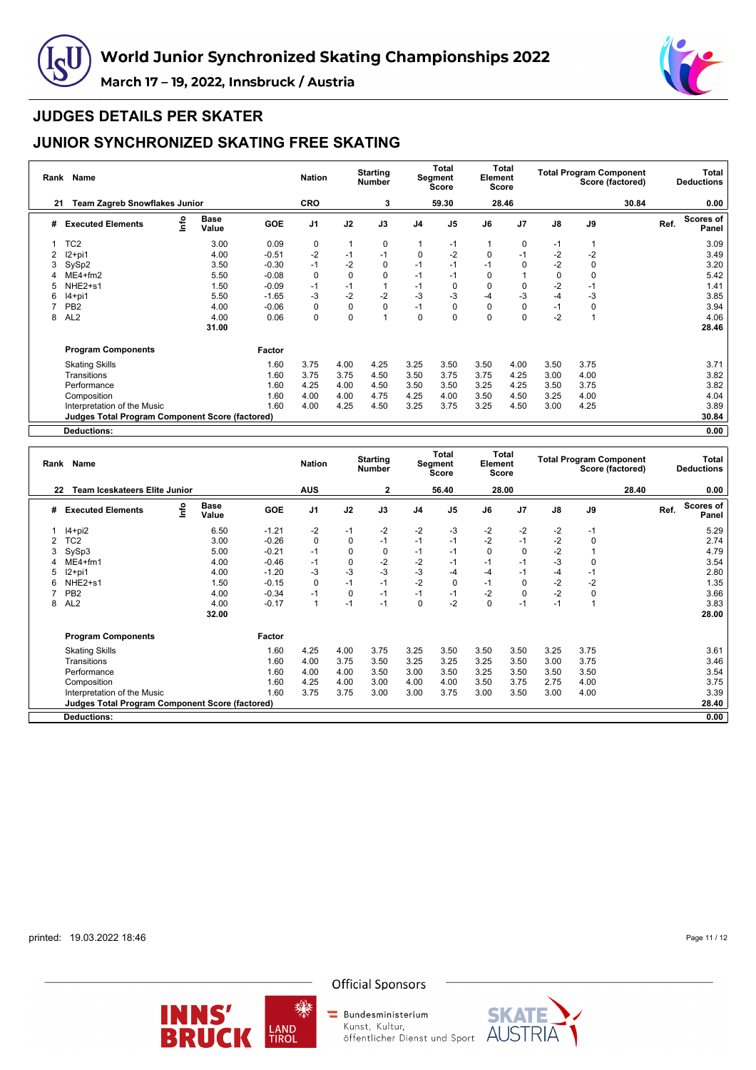# World Junior Synchronized Skating Championships 2022

**March 17 – 19, 2022, Innsbruck / Austria**

## JUDGES DETAILS PER SKATER

## JUNIOR SYNCHRONIZED SKATING FREE SKATING

| Rank | Name | Nation | Starting Number | Total Segment Score | Total Element Score | Total Program Component Score (factored) | Total Deductions |
|---|---|---|---|---|---|---|---|
| 21 | Team Zagreb Snowflakes Junior | CRO | 3 | 59.30 | 28.46 | 30.84 | 0.00 |

| # | Executed Elements | Info | Base Value | GOE | J1 | J2 | J3 | J4 | J5 | J6 | J7 | J8 | J9 | Ref. | Scores of Panel |
|---|---|---|---|---|---|---|---|---|---|---|---|---|---|---|---|
| 1 | TC2 | | 3.00 | 0.09 | 0 | 1 | 0 | 1 | -1 | 1 | 0 | -1 | 1 | | 3.09 |
| 2 | I2+pi1 | | 4.00 | -0.51 | -2 | -1 | -1 | 0 | -2 | 0 | -1 | -2 | -2 | | 3.49 |
| 3 | SySp2 | | 3.50 | -0.30 | -1 | -2 | 0 | -1 | -1 | -1 | 0 | -2 | 0 | | 3.20 |
| 4 | ME4+fm2 | | 5.50 | -0.08 | 0 | 0 | 0 | -1 | -1 | 0 | 1 | 0 | 0 | | 5.42 |
| 5 | NHE2+s1 | | 1.50 | -0.09 | -1 | -1 | 1 | -1 | 0 | 0 | 0 | -2 | -1 | | 1.41 |
| 6 | I4+pi1 | | 5.50 | -1.65 | -3 | -2 | -2 | -3 | -3 | -4 | -3 | -4 | -3 | | 3.85 |
| 7 | PB2 | | 4.00 | -0.06 | 0 | 0 | 0 | -1 | 0 | 0 | 0 | -1 | 0 | | 3.94 |
| 8 | AL2 | | 4.00 | 0.06 | 0 | 0 | 1 | 0 | 0 | 0 | 0 | -2 | 1 | | 4.06 |
| | | | 31.00 | | | | | | | | | | | | 28.46 |

| Program Components | Factor | J1 | J2 | J3 | J4 | J5 | J6 | J7 | J8 | J9 | Scores of Panel |
|---|---|---|---|---|---|---|---|---|---|---|---|
| Skating Skills | 1.60 | 3.75 | 4.00 | 4.25 | 3.25 | 3.50 | 3.50 | 4.00 | 3.50 | 3.75 | 3.71 |
| Transitions | 1.60 | 3.75 | 3.75 | 4.50 | 3.50 | 3.75 | 3.75 | 4.25 | 3.00 | 4.00 | 3.82 |
| Performance | 1.60 | 4.25 | 4.00 | 4.50 | 3.50 | 3.50 | 3.25 | 4.25 | 3.50 | 3.75 | 3.82 |
| Composition | 1.60 | 4.00 | 4.00 | 4.75 | 4.25 | 4.00 | 3.50 | 4.50 | 3.25 | 4.00 | 4.04 |
| Interpretation of the Music | 1.60 | 4.00 | 4.25 | 4.50 | 3.25 | 3.75 | 3.25 | 4.50 | 3.00 | 4.25 | 3.89 |
| **Judges Total Program Component Score (factored)** | | | | | | | | | | | 30.84 |
| **Deductions:** | | | | | | | | | | | 0.00 |

| Rank | Name | Nation | Starting Number | Total Segment Score | Total Element Score | Total Program Component Score (factored) | Total Deductions |
|---|---|---|---|---|---|---|---|
| 22 | Team Iceskateers Elite Junior | AUS | 2 | 56.40 | 28.00 | 28.40 | 0.00 |

| # | Executed Elements | Info | Base Value | GOE | J1 | J2 | J3 | J4 | J5 | J6 | J7 | J8 | J9 | Ref. | Scores of Panel |
|---|---|---|---|---|---|---|---|---|---|---|---|---|---|---|---|
| 1 | I4+pi2 | | 6.50 | -1.21 | -2 | -1 | -2 | -2 | -3 | -2 | -2 | -2 | -1 | | 5.29 |
| 2 | TC2 | | 3.00 | -0.26 | 0 | 0 | -1 | -1 | -1 | -2 | -1 | -2 | 0 | | 2.74 |
| 3 | SySp3 | | 5.00 | -0.21 | -1 | 0 | 0 | -1 | -1 | 0 | 0 | -2 | 1 | | 4.79 |
| 4 | ME4+fm1 | | 4.00 | -0.46 | -1 | 0 | -2 | -2 | -1 | -1 | -1 | -3 | 0 | | 3.54 |
| 5 | I2+pi1 | | 4.00 | -1.20 | -3 | -3 | -3 | -3 | -4 | -4 | -1 | -4 | -1 | | 2.80 |
| 6 | NHE2+s1 | | 1.50 | -0.15 | 0 | -1 | -1 | -2 | 0 | -1 | 0 | -2 | -2 | | 1.35 |
| 7 | PB2 | | 4.00 | -0.34 | -1 | 0 | -1 | -1 | -1 | -2 | 0 | -2 | 0 | | 3.66 |
| 8 | AL2 | | 4.00 | -0.17 | 1 | -1 | -1 | 0 | -2 | 0 | -1 | -1 | 1 | | 3.83 |
| | | | 32.00 | | | | | | | | | | | | 28.00 |

| Program Components | Factor | J1 | J2 | J3 | J4 | J5 | J6 | J7 | J8 | J9 | Scores of Panel |
|---|---|---|---|---|---|---|---|---|---|---|---|
| Skating Skills | 1.60 | 4.25 | 4.00 | 3.75 | 3.25 | 3.50 | 3.50 | 3.50 | 3.25 | 3.75 | 3.61 |
| Transitions | 1.60 | 4.00 | 3.75 | 3.50 | 3.25 | 3.25 | 3.25 | 3.50 | 3.00 | 3.75 | 3.46 |
| Performance | 1.60 | 4.00 | 4.00 | 3.50 | 3.00 | 3.50 | 3.25 | 3.50 | 3.50 | 3.50 | 3.54 |
| Composition | 1.60 | 4.25 | 4.00 | 3.00 | 4.00 | 4.00 | 3.50 | 3.75 | 2.75 | 4.00 | 3.75 |
| Interpretation of the Music | 1.60 | 3.75 | 3.75 | 3.00 | 3.00 | 3.75 | 3.00 | 3.50 | 3.00 | 4.00 | 3.39 |
| **Judges Total Program Component Score (factored)** | | | | | | | | | | | 28.40 |
| **Deductions:** | | | | | | | | | | | 0.00 |

printed: 19.03.2022 18:46

Official Sponsors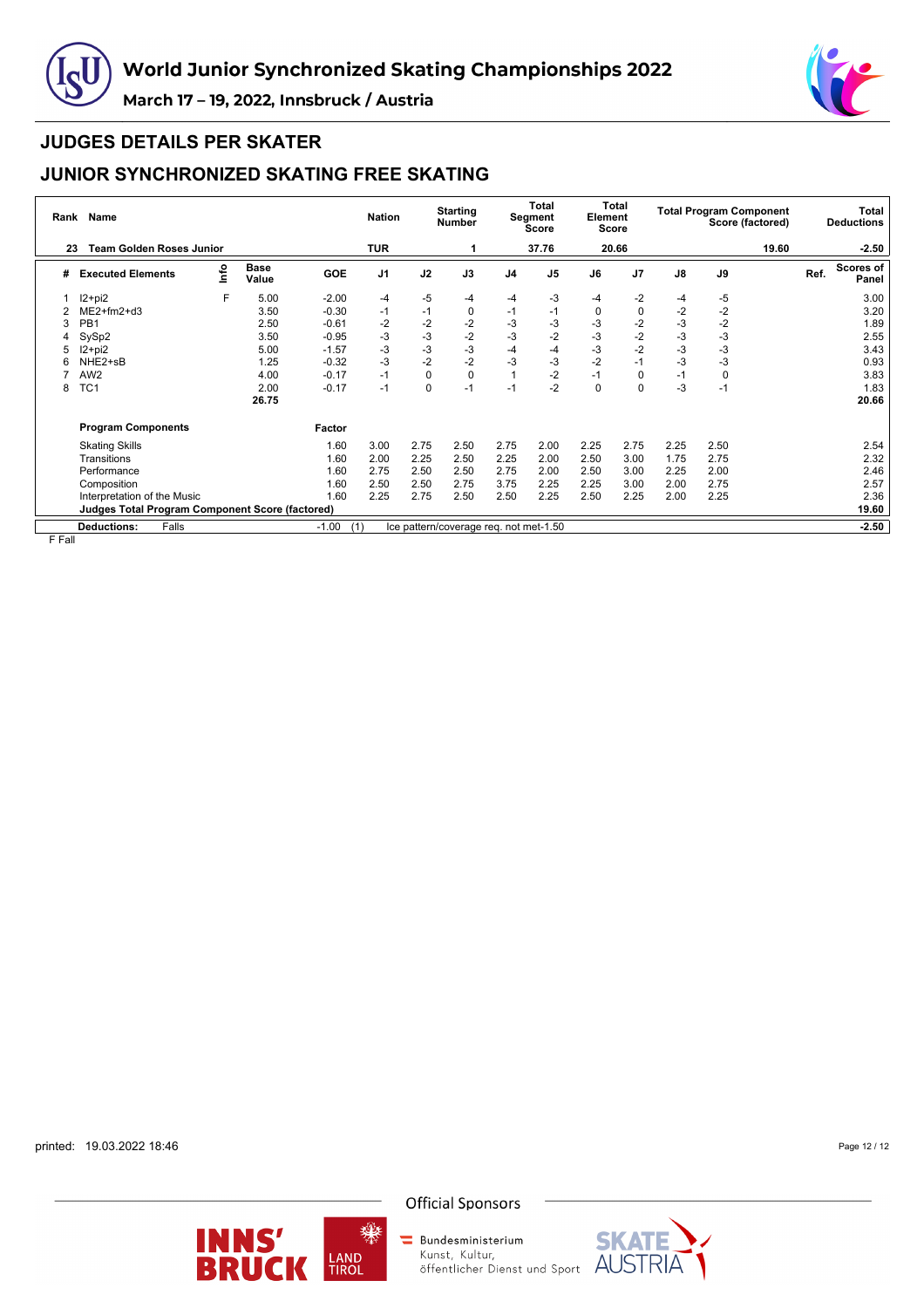# World Junior Synchronized Skating Championships 2022

March 17 – 19, 2022, Innsbruck / Austria

## JUDGES DETAILS PER SKATER

## JUNIOR SYNCHRONIZED SKATING FREE SKATING

| Rank | Name | Nation | Starting Number | Total Segment Score | Total Element Score | Total Program Component Score (factored) | Total Deductions |
|---|---|---|---|---|---|---|---|
| 23 | Team Golden Roses Junior | TUR | 1 | 37.76 | 20.66 | 19.60 | -2.50 |

| # | Executed Elements | Info | Base Value | GOE | J1 | J2 | J3 | J4 | J5 | J6 | J7 | J8 | J9 | Ref. | Scores of Panel |
|---|---|---|---|---|---|---|---|---|---|---|---|---|---|---|---|
| 1 | I2+pi2 | F | 5.00 | -2.00 | -4 | -5 | -4 | -4 | -3 | -4 | -2 | -4 | -5 | | 3.00 |
| 2 | ME2+fm2+d3 | | 3.50 | -0.30 | -1 | -1 | 0 | -1 | -1 | 0 | 0 | -2 | -2 | | 3.20 |
| 3 | PB1 | | 2.50 | -0.61 | -2 | -2 | -2 | -3 | -3 | -3 | -2 | -3 | -2 | | 1.89 |
| 4 | SySp2 | | 3.50 | -0.95 | -3 | -3 | -2 | -3 | -2 | -3 | -2 | -3 | -3 | | 2.55 |
| 5 | I2+pi2 | | 5.00 | -1.57 | -3 | -3 | -3 | -4 | -4 | -3 | -2 | -3 | -3 | | 3.43 |
| 6 | NHE2+sB | | 1.25 | -0.32 | -3 | -2 | -2 | -3 | -3 | -2 | -1 | -3 | -3 | | 0.93 |
| 7 | AW2 | | 4.00 | -0.17 | -1 | 0 | 0 | 1 | -2 | -1 | 0 | -1 | 0 | | 3.83 |
| 8 | TC1 | | 2.00 | -0.17 | -1 | 0 | -1 | -1 | -2 | 0 | 0 | -3 | -1 | | 1.83 |
| | | | 26.75 | | | | | | | | | | | | 20.66 |

| Program Components | Factor | J1 | J2 | J3 | J4 | J5 | J6 | J7 | J8 | J9 | Scores of Panel |
|---|---|---|---|---|---|---|---|---|---|---|---|
| Skating Skills | 1.60 | 3.00 | 2.75 | 2.50 | 2.75 | 2.00 | 2.25 | 2.75 | 2.25 | 2.50 | 2.54 |
| Transitions | 1.60 | 2.00 | 2.25 | 2.50 | 2.25 | 2.00 | 2.50 | 3.00 | 1.75 | 2.75 | 2.32 |
| Performance | 1.60 | 2.75 | 2.50 | 2.50 | 2.75 | 2.00 | 2.50 | 3.00 | 2.25 | 2.00 | 2.46 |
| Composition | 1.60 | 2.50 | 2.50 | 2.75 | 3.75 | 2.25 | 2.25 | 3.00 | 2.00 | 2.75 | 2.57 |
| Interpretation of the Music | 1.60 | 2.25 | 2.75 | 2.50 | 2.50 | 2.25 | 2.50 | 2.25 | 2.00 | 2.25 | 2.36 |
| Judges Total Program Component Score (factored) | | | | | | | | | | | 19.60 |

**Deductions:** Falls -1.00 (1) Ice pattern/coverage req. not met-1.50 **-2.50**

F Fall

printed: 19.03.2022 18:46

Official Sponsors

INNS'BRUCK · LAND TIROL · Bundesministerium Kunst, Kultur, öffentlicher Dienst und Sport · SKATE AUSTRIA